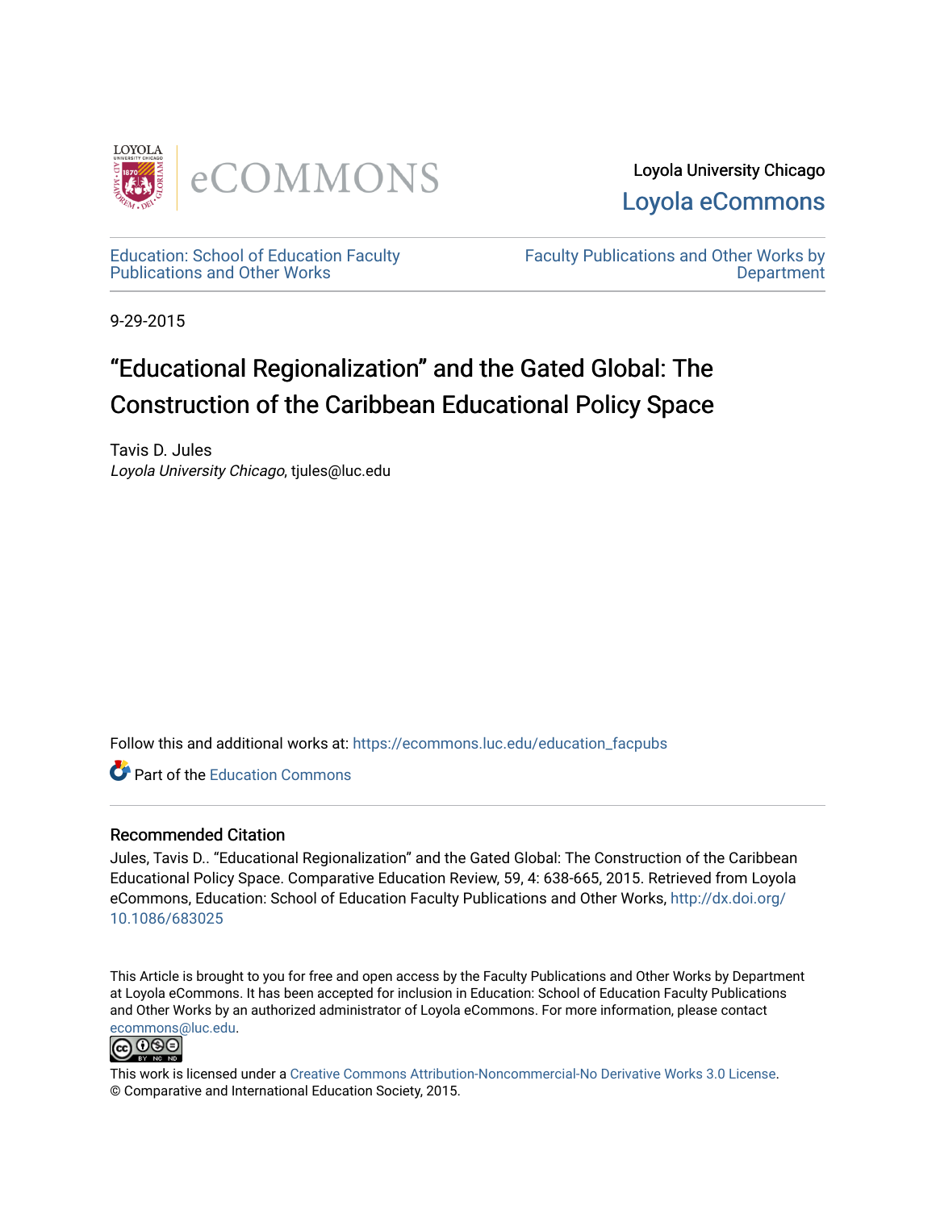Loyola University Chicago

Loyola eCommons

Education: School of Education Faculty Publications and Other Works

Faculty Publications and Other Works by Department

9-29-2015

# "Educational Regionalization" and the Gated Global: The Construction of the Caribbean Educational Policy Space

Tavis D. Jules

*Loyola University Chicago*, tjules@luc.edu

Follow this and additional works at: https://ecommons.luc.edu/education_facpubs

Part of the Education Commons

## Recommended Citation

Jules, Tavis D.. "Educational Regionalization" and the Gated Global: The Construction of the Caribbean Educational Policy Space. Comparative Education Review, 59, 4: 638-665, 2015. Retrieved from Loyola eCommons, Education: School of Education Faculty Publications and Other Works, http://dx.doi.org/10.1086/683025

This Article is brought to you for free and open access by the Faculty Publications and Other Works by Department at Loyola eCommons. It has been accepted for inclusion in Education: School of Education Faculty Publications and Other Works by an authorized administrator of Loyola eCommons. For more information, please contact ecommons@luc.edu.

This work is licensed under a Creative Commons Attribution-Noncommercial-No Derivative Works 3.0 License.
© Comparative and International Education Society, 2015.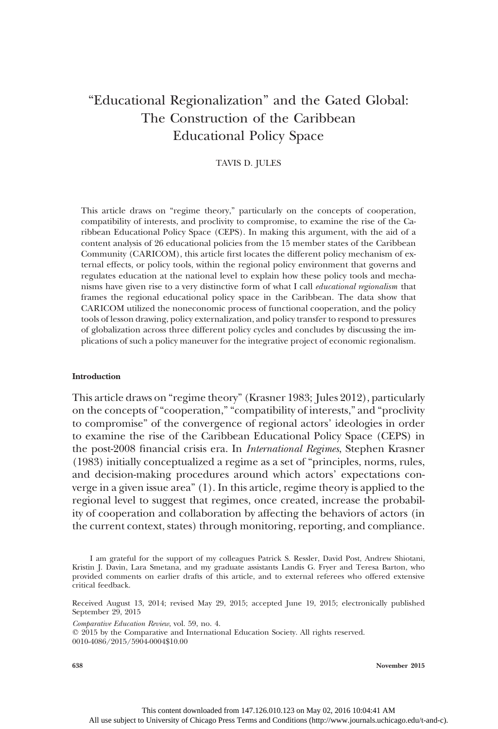# "Educational Regionalization" and the Gated Global: The Construction of the Caribbean Educational Policy Space

TAVIS D. JULES

This article draws on "regime theory," particularly on the concepts of cooperation, compatibility of interests, and proclivity to compromise, to examine the rise of the Caribbean Educational Policy Space (CEPS). In making this argument, with the aid of a content analysis of 26 educational policies from the 15 member states of the Caribbean Community (CARICOM), this article first locates the different policy mechanism of external effects, or policy tools, within the regional policy environment that governs and regulates education at the national level to explain how these policy tools and mechanisms have given rise to a very distinctive form of what I call *educational regionalism* that frames the regional educational policy space in the Caribbean. The data show that CARICOM utilized the noneconomic process of functional cooperation, and the policy tools of lesson drawing, policy externalization, and policy transfer to respond to pressures of globalization across three different policy cycles and concludes by discussing the implications of such a policy maneuver for the integrative project of economic regionalism.

## Introduction

This article draws on "regime theory" (Krasner 1983; Jules 2012), particularly on the concepts of "cooperation," "compatibility of interests," and "proclivity to compromise" of the convergence of regional actors' ideologies in order to examine the rise of the Caribbean Educational Policy Space (CEPS) in the post-2008 financial crisis era. In *International Regimes*, Stephen Krasner (1983) initially conceptualized a regime as a set of "principles, norms, rules, and decision-making procedures around which actors' expectations converge in a given issue area" (1). In this article, regime theory is applied to the regional level to suggest that regimes, once created, increase the probability of cooperation and collaboration by affecting the behaviors of actors (in the current context, states) through monitoring, reporting, and compliance.

I am grateful for the support of my colleagues Patrick S. Ressler, David Post, Andrew Shiotani, Kristin J. Davin, Lara Smetana, and my graduate assistants Landis G. Fryer and Teresa Barton, who provided comments on earlier drafts of this article, and to external referees who offered extensive critical feedback.

Received August 13, 2014; revised May 29, 2015; accepted June 19, 2015; electronically published September 29, 2015

*Comparative Education Review*, vol. 59, no. 4.
© 2015 by the Comparative and International Education Society. All rights reserved.
0010-4086/2015/5904-0004$10.00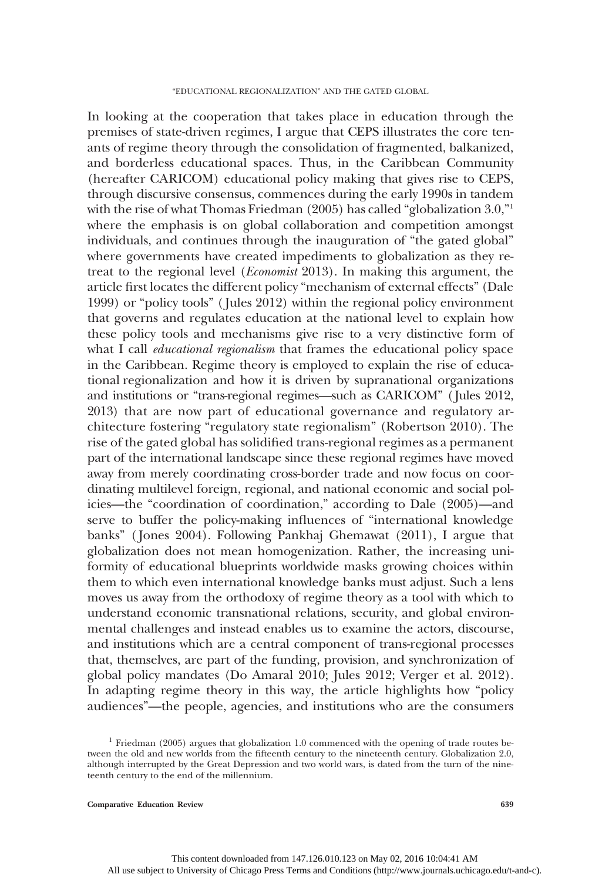In looking at the cooperation that takes place in education through the premises of state-driven regimes, I argue that CEPS illustrates the core tenants of regime theory through the consolidation of fragmented, balkanized, and borderless educational spaces. Thus, in the Caribbean Community (hereafter CARICOM) educational policy making that gives rise to CEPS, through discursive consensus, commences during the early 1990s in tandem with the rise of what Thomas Friedman (2005) has called "globalization 3.0,"[1] where the emphasis is on global collaboration and competition amongst individuals, and continues through the inauguration of "the gated global" where governments have created impediments to globalization as they retreat to the regional level (*Economist* 2013). In making this argument, the article first locates the different policy "mechanism of external effects" (Dale 1999) or "policy tools" (Jules 2012) within the regional policy environment that governs and regulates education at the national level to explain how these policy tools and mechanisms give rise to a very distinctive form of what I call *educational regionalism* that frames the educational policy space in the Caribbean. Regime theory is employed to explain the rise of educational regionalization and how it is driven by supranational organizations and institutions or "trans-regional regimes—such as CARICOM" (Jules 2012, 2013) that are now part of educational governance and regulatory architecture fostering "regulatory state regionalism" (Robertson 2010). The rise of the gated global has solidified trans-regional regimes as a permanent part of the international landscape since these regional regimes have moved away from merely coordinating cross-border trade and now focus on coordinating multilevel foreign, regional, and national economic and social policies—the "coordination of coordination," according to Dale (2005)—and serve to buffer the policy-making influences of "international knowledge banks" (Jones 2004). Following Pankhaj Ghemawat (2011), I argue that globalization does not mean homogenization. Rather, the increasing uniformity of educational blueprints worldwide masks growing choices within them to which even international knowledge banks must adjust. Such a lens moves us away from the orthodoxy of regime theory as a tool with which to understand economic transnational relations, security, and global environmental challenges and instead enables us to examine the actors, discourse, and institutions which are a central component of trans-regional processes that, themselves, are part of the funding, provision, and synchronization of global policy mandates (Do Amaral 2010; Jules 2012; Verger et al. 2012). In adapting regime theory in this way, the article highlights how "policy audiences"—the people, agencies, and institutions who are the consumers

[1] Friedman (2005) argues that globalization 1.0 commenced with the opening of trade routes between the old and new worlds from the fifteenth century to the nineteenth century. Globalization 2.0, although interrupted by the Great Depression and two world wars, is dated from the turn of the nineteenth century to the end of the millennium.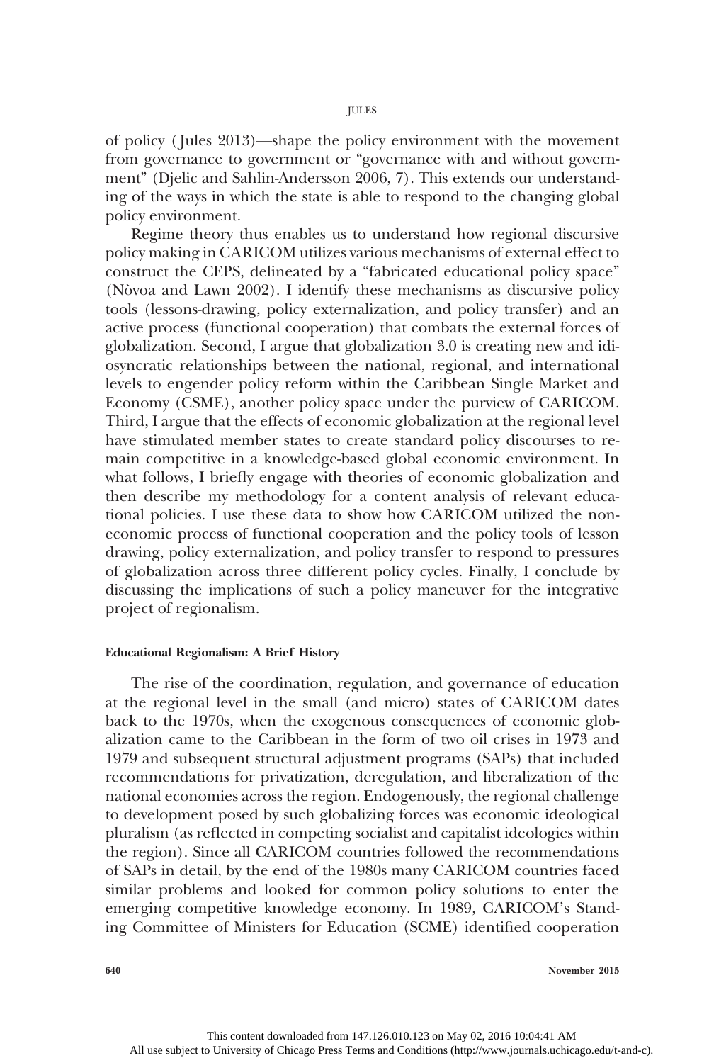of policy (Jules 2013)—shape the policy environment with the movement from governance to government or "governance with and without government" (Djelic and Sahlin-Andersson 2006, 7). This extends our understanding of the ways in which the state is able to respond to the changing global policy environment.

Regime theory thus enables us to understand how regional discursive policy making in CARICOM utilizes various mechanisms of external effect to construct the CEPS, delineated by a "fabricated educational policy space" (Nòvoa and Lawn 2002). I identify these mechanisms as discursive policy tools (lessons-drawing, policy externalization, and policy transfer) and an active process (functional cooperation) that combats the external forces of globalization. Second, I argue that globalization 3.0 is creating new and idiosyncratic relationships between the national, regional, and international levels to engender policy reform within the Caribbean Single Market and Economy (CSME), another policy space under the purview of CARICOM. Third, I argue that the effects of economic globalization at the regional level have stimulated member states to create standard policy discourses to remain competitive in a knowledge-based global economic environment. In what follows, I briefly engage with theories of economic globalization and then describe my methodology for a content analysis of relevant educational policies. I use these data to show how CARICOM utilized the noneconomic process of functional cooperation and the policy tools of lesson drawing, policy externalization, and policy transfer to respond to pressures of globalization across three different policy cycles. Finally, I conclude by discussing the implications of such a policy maneuver for the integrative project of regionalism.

#### Educational Regionalism: A Brief History

The rise of the coordination, regulation, and governance of education at the regional level in the small (and micro) states of CARICOM dates back to the 1970s, when the exogenous consequences of economic globalization came to the Caribbean in the form of two oil crises in 1973 and 1979 and subsequent structural adjustment programs (SAPs) that included recommendations for privatization, deregulation, and liberalization of the national economies across the region. Endogenously, the regional challenge to development posed by such globalizing forces was economic ideological pluralism (as reflected in competing socialist and capitalist ideologies within the region). Since all CARICOM countries followed the recommendations of SAPs in detail, by the end of the 1980s many CARICOM countries faced similar problems and looked for common policy solutions to enter the emerging competitive knowledge economy. In 1989, CARICOM's Standing Committee of Ministers for Education (SCME) identified cooperation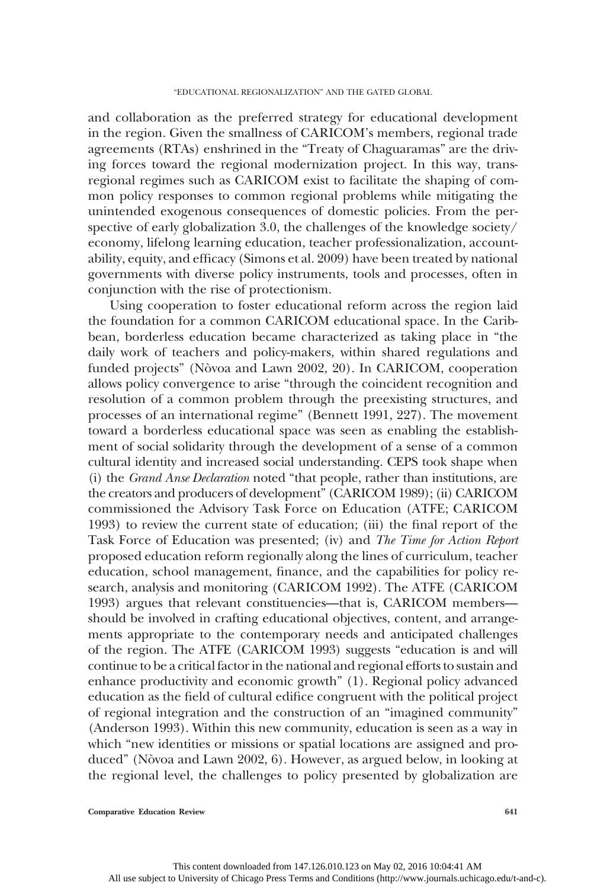and collaboration as the preferred strategy for educational development in the region. Given the smallness of CARICOM's members, regional trade agreements (RTAs) enshrined in the "Treaty of Chaguaramas" are the driving forces toward the regional modernization project. In this way, transregional regimes such as CARICOM exist to facilitate the shaping of common policy responses to common regional problems while mitigating the unintended exogenous consequences of domestic policies. From the perspective of early globalization 3.0, the challenges of the knowledge society/economy, lifelong learning education, teacher professionalization, accountability, equity, and efficacy (Simons et al. 2009) have been treated by national governments with diverse policy instruments, tools and processes, often in conjunction with the rise of protectionism.

Using cooperation to foster educational reform across the region laid the foundation for a common CARICOM educational space. In the Caribbean, borderless education became characterized as taking place in "the daily work of teachers and policy-makers, within shared regulations and funded projects" (Nòvoa and Lawn 2002, 20). In CARICOM, cooperation allows policy convergence to arise "through the coincident recognition and resolution of a common problem through the preexisting structures, and processes of an international regime" (Bennett 1991, 227). The movement toward a borderless educational space was seen as enabling the establishment of social solidarity through the development of a sense of a common cultural identity and increased social understanding. CEPS took shape when (i) the *Grand Anse Declaration* noted "that people, rather than institutions, are the creators and producers of development" (CARICOM 1989); (ii) CARICOM commissioned the Advisory Task Force on Education (ATFE; CARICOM 1993) to review the current state of education; (iii) the final report of the Task Force of Education was presented; (iv) and *The Time for Action Report* proposed education reform regionally along the lines of curriculum, teacher education, school management, finance, and the capabilities for policy research, analysis and monitoring (CARICOM 1992). The ATFE (CARICOM 1993) argues that relevant constituencies—that is, CARICOM members—should be involved in crafting educational objectives, content, and arrangements appropriate to the contemporary needs and anticipated challenges of the region. The ATFE (CARICOM 1993) suggests "education is and will continue to be a critical factor in the national and regional efforts to sustain and enhance productivity and economic growth" (1). Regional policy advanced education as the field of cultural edifice congruent with the political project of regional integration and the construction of an "imagined community" (Anderson 1993). Within this new community, education is seen as a way in which "new identities or missions or spatial locations are assigned and produced" (Nòvoa and Lawn 2002, 6). However, as argued below, in looking at the regional level, the challenges to policy presented by globalization are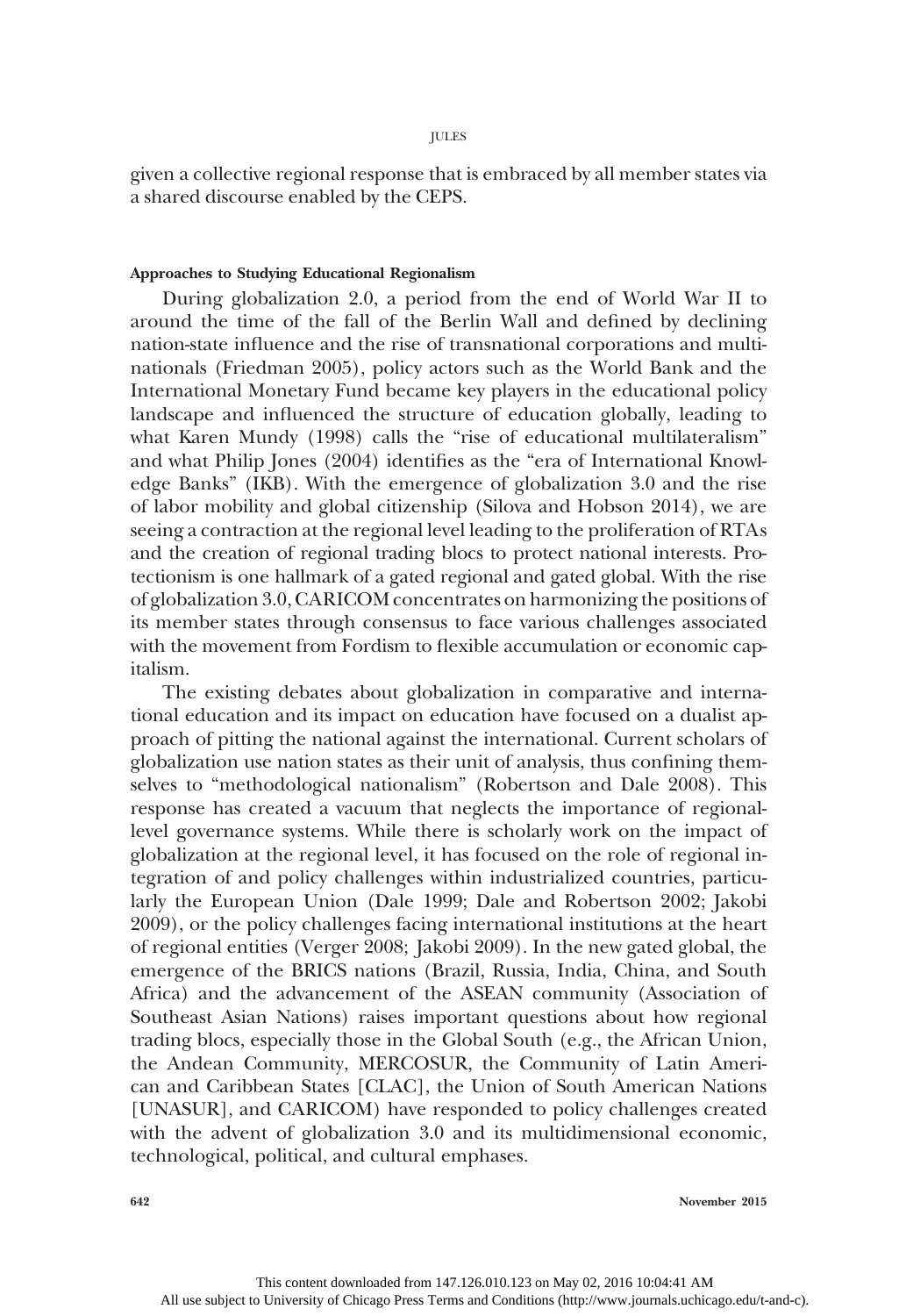given a collective regional response that is embraced by all member states via a shared discourse enabled by the CEPS.

### Approaches to Studying Educational Regionalism

During globalization 2.0, a period from the end of World War II to around the time of the fall of the Berlin Wall and defined by declining nation-state influence and the rise of transnational corporations and multinationals (Friedman 2005), policy actors such as the World Bank and the International Monetary Fund became key players in the educational policy landscape and influenced the structure of education globally, leading to what Karen Mundy (1998) calls the "rise of educational multilateralism" and what Philip Jones (2004) identifies as the "era of International Knowledge Banks" (IKB). With the emergence of globalization 3.0 and the rise of labor mobility and global citizenship (Silova and Hobson 2014), we are seeing a contraction at the regional level leading to the proliferation of RTAs and the creation of regional trading blocs to protect national interests. Protectionism is one hallmark of a gated regional and gated global. With the rise of globalization 3.0, CARICOM concentrates on harmonizing the positions of its member states through consensus to face various challenges associated with the movement from Fordism to flexible accumulation or economic capitalism.

The existing debates about globalization in comparative and international education and its impact on education have focused on a dualist approach of pitting the national against the international. Current scholars of globalization use nation states as their unit of analysis, thus confining themselves to "methodological nationalism" (Robertson and Dale 2008). This response has created a vacuum that neglects the importance of regional-level governance systems. While there is scholarly work on the impact of globalization at the regional level, it has focused on the role of regional integration of and policy challenges within industrialized countries, particularly the European Union (Dale 1999; Dale and Robertson 2002; Jakobi 2009), or the policy challenges facing international institutions at the heart of regional entities (Verger 2008; Jakobi 2009). In the new gated global, the emergence of the BRICS nations (Brazil, Russia, India, China, and South Africa) and the advancement of the ASEAN community (Association of Southeast Asian Nations) raises important questions about how regional trading blocs, especially those in the Global South (e.g., the African Union, the Andean Community, MERCOSUR, the Community of Latin American and Caribbean States [CLAC], the Union of South American Nations [UNASUR], and CARICOM) have responded to policy challenges created with the advent of globalization 3.0 and its multidimensional economic, technological, political, and cultural emphases.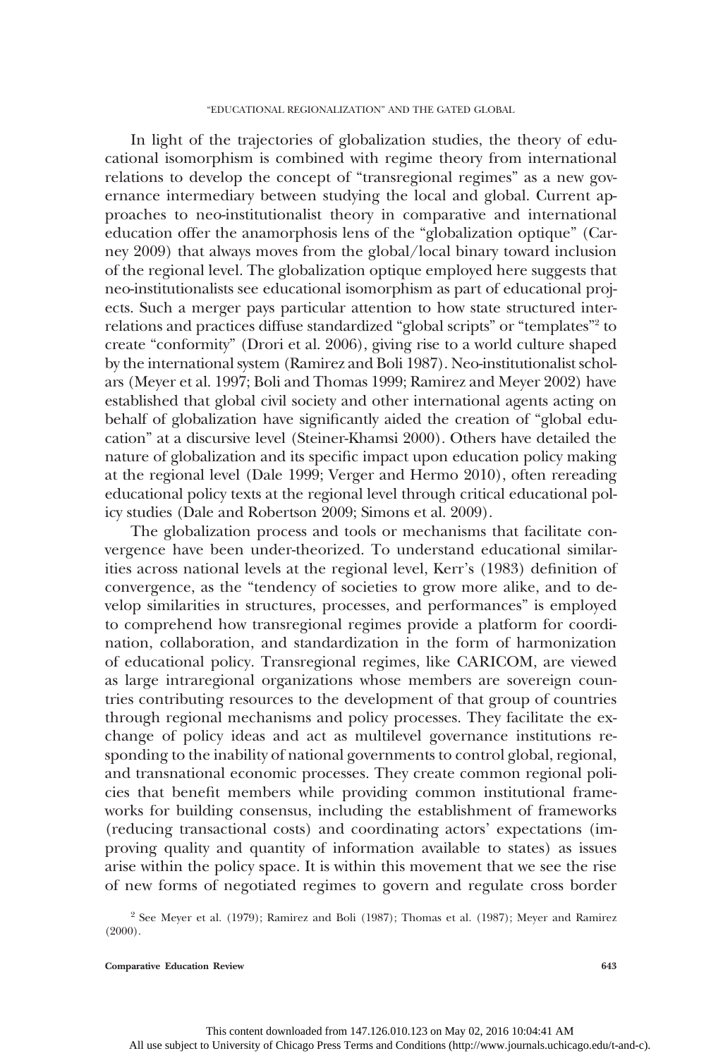In light of the trajectories of globalization studies, the theory of educational isomorphism is combined with regime theory from international relations to develop the concept of "transregional regimes" as a new governance intermediary between studying the local and global. Current approaches to neo-institutionalist theory in comparative and international education offer the anamorphosis lens of the "globalization optique" (Carney 2009) that always moves from the global/local binary toward inclusion of the regional level. The globalization optique employed here suggests that neo-institutionalists see educational isomorphism as part of educational projects. Such a merger pays particular attention to how state structured interrelations and practices diffuse standardized "global scripts" or "templates"[2] to create "conformity" (Drori et al. 2006), giving rise to a world culture shaped by the international system (Ramirez and Boli 1987). Neo-institutionalist scholars (Meyer et al. 1997; Boli and Thomas 1999; Ramirez and Meyer 2002) have established that global civil society and other international agents acting on behalf of globalization have significantly aided the creation of "global education" at a discursive level (Steiner-Khamsi 2000). Others have detailed the nature of globalization and its specific impact upon education policy making at the regional level (Dale 1999; Verger and Hermo 2010), often rereading educational policy texts at the regional level through critical educational policy studies (Dale and Robertson 2009; Simons et al. 2009).

The globalization process and tools or mechanisms that facilitate convergence have been under-theorized. To understand educational similarities across national levels at the regional level, Kerr's (1983) definition of convergence, as the "tendency of societies to grow more alike, and to develop similarities in structures, processes, and performances" is employed to comprehend how transregional regimes provide a platform for coordination, collaboration, and standardization in the form of harmonization of educational policy. Transregional regimes, like CARICOM, are viewed as large intraregional organizations whose members are sovereign countries contributing resources to the development of that group of countries through regional mechanisms and policy processes. They facilitate the exchange of policy ideas and act as multilevel governance institutions responding to the inability of national governments to control global, regional, and transnational economic processes. They create common regional policies that benefit members while providing common institutional frameworks for building consensus, including the establishment of frameworks (reducing transactional costs) and coordinating actors' expectations (improving quality and quantity of information available to states) as issues arise within the policy space. It is within this movement that we see the rise of new forms of negotiated regimes to govern and regulate cross border

[2] See Meyer et al. (1979); Ramirez and Boli (1987); Thomas et al. (1987); Meyer and Ramirez (2000).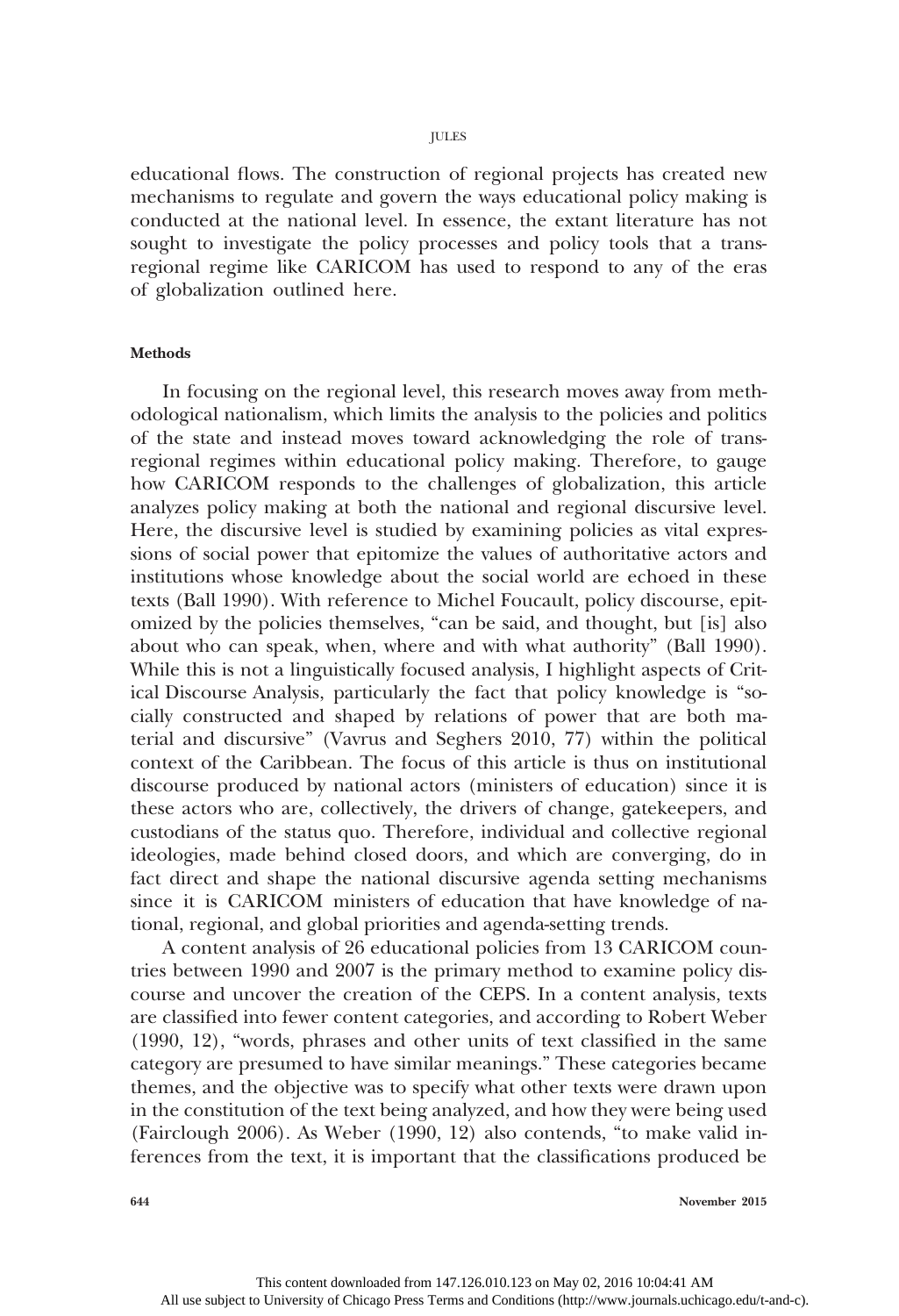educational flows. The construction of regional projects has created new mechanisms to regulate and govern the ways educational policy making is conducted at the national level. In essence, the extant literature has not sought to investigate the policy processes and policy tools that a trans-regional regime like CARICOM has used to respond to any of the eras of globalization outlined here.

### Methods

In focusing on the regional level, this research moves away from methodological nationalism, which limits the analysis to the policies and politics of the state and instead moves toward acknowledging the role of trans-regional regimes within educational policy making. Therefore, to gauge how CARICOM responds to the challenges of globalization, this article analyzes policy making at both the national and regional discursive level. Here, the discursive level is studied by examining policies as vital expressions of social power that epitomize the values of authoritative actors and institutions whose knowledge about the social world are echoed in these texts (Ball 1990). With reference to Michel Foucault, policy discourse, epitomized by the policies themselves, "can be said, and thought, but [is] also about who can speak, when, where and with what authority" (Ball 1990). While this is not a linguistically focused analysis, I highlight aspects of Critical Discourse Analysis, particularly the fact that policy knowledge is "socially constructed and shaped by relations of power that are both material and discursive" (Vavrus and Seghers 2010, 77) within the political context of the Caribbean. The focus of this article is thus on institutional discourse produced by national actors (ministers of education) since it is these actors who are, collectively, the drivers of change, gatekeepers, and custodians of the status quo. Therefore, individual and collective regional ideologies, made behind closed doors, and which are converging, do in fact direct and shape the national discursive agenda setting mechanisms since it is CARICOM ministers of education that have knowledge of national, regional, and global priorities and agenda-setting trends.

A content analysis of 26 educational policies from 13 CARICOM countries between 1990 and 2007 is the primary method to examine policy discourse and uncover the creation of the CEPS. In a content analysis, texts are classified into fewer content categories, and according to Robert Weber (1990, 12), "words, phrases and other units of text classified in the same category are presumed to have similar meanings." These categories became themes, and the objective was to specify what other texts were drawn upon in the constitution of the text being analyzed, and how they were being used (Fairclough 2006). As Weber (1990, 12) also contends, "to make valid inferences from the text, it is important that the classifications produced be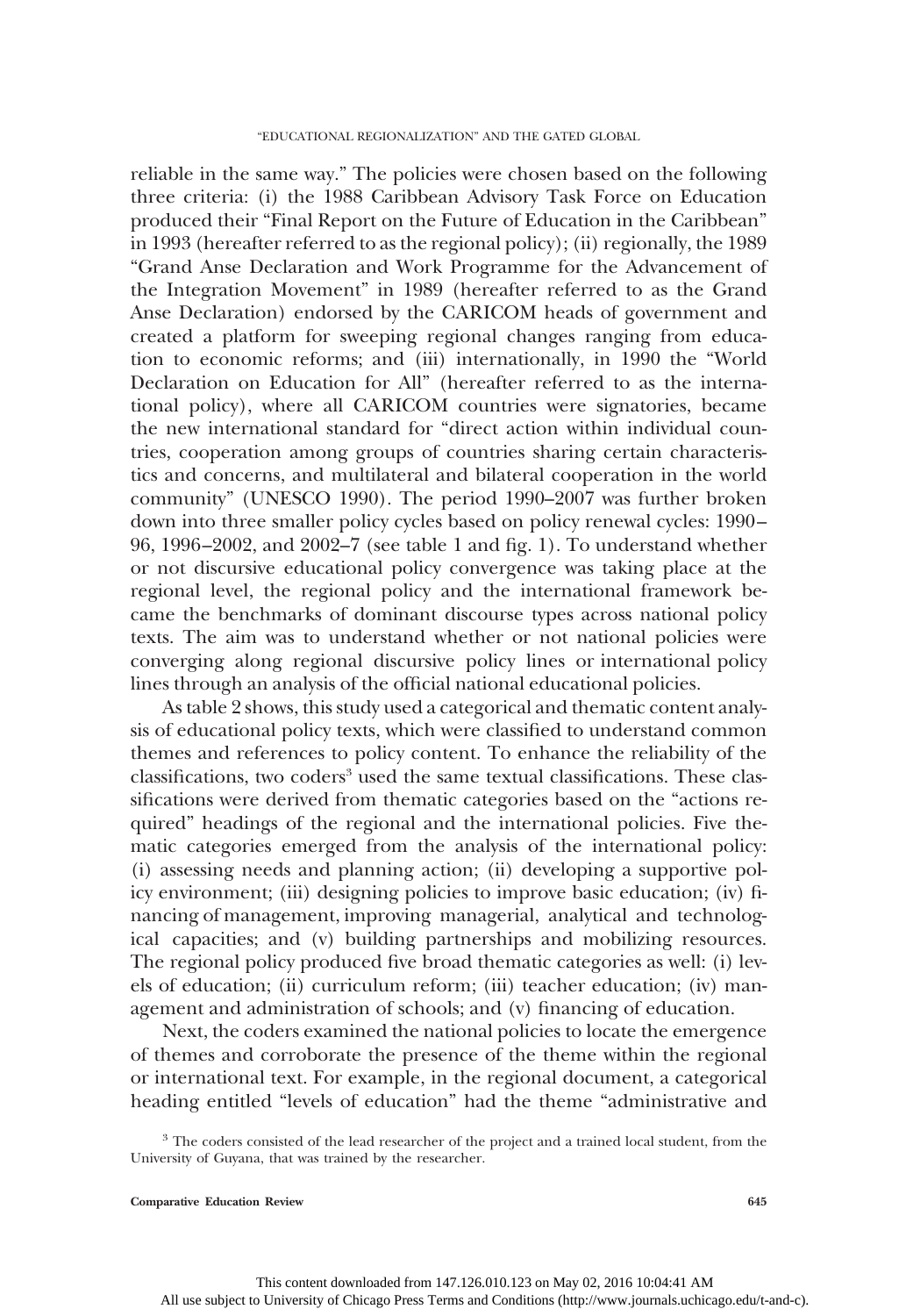reliable in the same way." The policies were chosen based on the following three criteria: (i) the 1988 Caribbean Advisory Task Force on Education produced their "Final Report on the Future of Education in the Caribbean" in 1993 (hereafter referred to as the regional policy); (ii) regionally, the 1989 "Grand Anse Declaration and Work Programme for the Advancement of the Integration Movement" in 1989 (hereafter referred to as the Grand Anse Declaration) endorsed by the CARICOM heads of government and created a platform for sweeping regional changes ranging from education to economic reforms; and (iii) internationally, in 1990 the "World Declaration on Education for All" (hereafter referred to as the international policy), where all CARICOM countries were signatories, became the new international standard for "direct action within individual countries, cooperation among groups of countries sharing certain characteristics and concerns, and multilateral and bilateral cooperation in the world community" (UNESCO 1990). The period 1990–2007 was further broken down into three smaller policy cycles based on policy renewal cycles: 1990–96, 1996–2002, and 2002–7 (see table 1 and fig. 1). To understand whether or not discursive educational policy convergence was taking place at the regional level, the regional policy and the international framework became the benchmarks of dominant discourse types across national policy texts. The aim was to understand whether or not national policies were converging along regional discursive policy lines or international policy lines through an analysis of the official national educational policies.

As table 2 shows, this study used a categorical and thematic content analysis of educational policy texts, which were classified to understand common themes and references to policy content. To enhance the reliability of the classifications, two coders[3] used the same textual classifications. These classifications were derived from thematic categories based on the "actions required" headings of the regional and the international policies. Five thematic categories emerged from the analysis of the international policy: (i) assessing needs and planning action; (ii) developing a supportive policy environment; (iii) designing policies to improve basic education; (iv) financing of management, improving managerial, analytical and technological capacities; and (v) building partnerships and mobilizing resources. The regional policy produced five broad thematic categories as well: (i) levels of education; (ii) curriculum reform; (iii) teacher education; (iv) management and administration of schools; and (v) financing of education.

Next, the coders examined the national policies to locate the emergence of themes and corroborate the presence of the theme within the regional or international text. For example, in the regional document, a categorical heading entitled "levels of education" had the theme "administrative and

[3] The coders consisted of the lead researcher of the project and a trained local student, from the University of Guyana, that was trained by the researcher.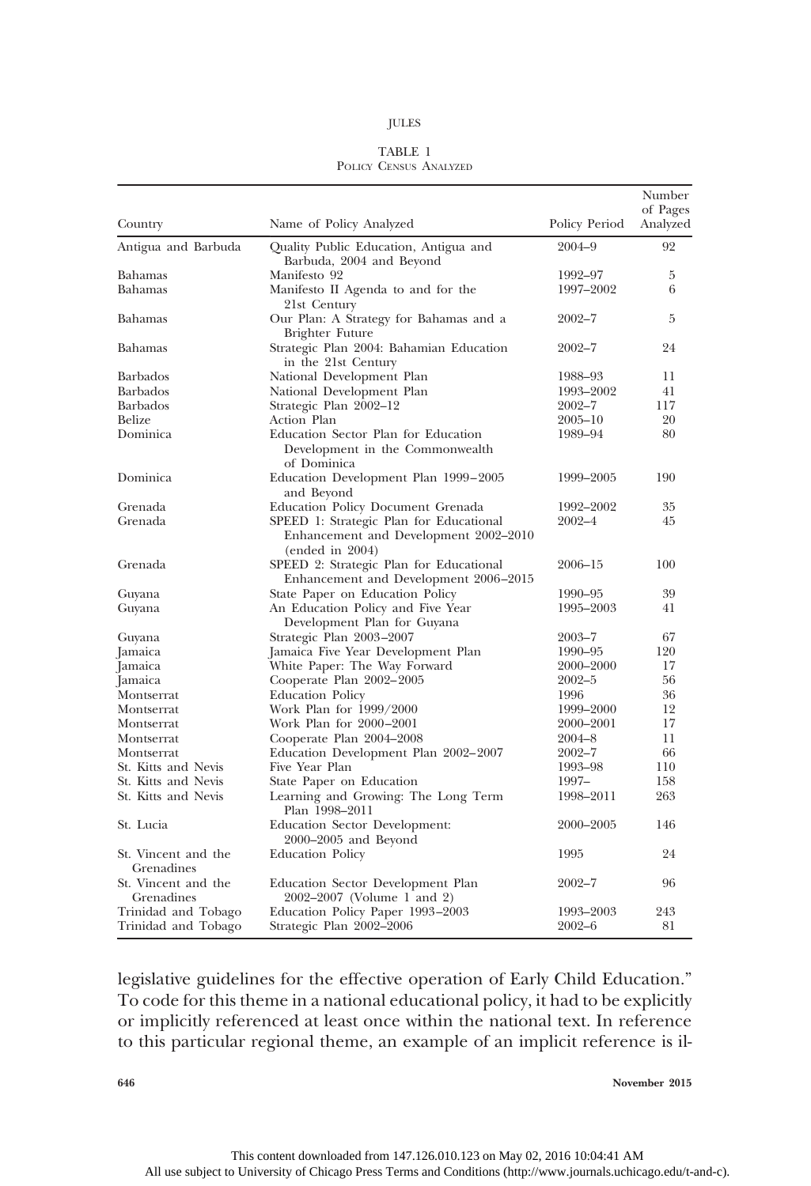TABLE 1
Policy Census Analyzed

| Country | Name of Policy Analyzed | Policy Period | Number of Pages Analyzed |
|---|---|---|---|
| Antigua and Barbuda | Quality Public Education, Antigua and Barbuda, 2004 and Beyond | 2004–9 | 92 |
| Bahamas | Manifesto 92 | 1992–97 | 5 |
| Bahamas | Manifesto II Agenda to and for the 21st Century | 1997–2002 | 6 |
| Bahamas | Our Plan: A Strategy for Bahamas and a Brighter Future | 2002–7 | 5 |
| Bahamas | Strategic Plan 2004: Bahamian Education in the 21st Century | 2002–7 | 24 |
| Barbados | National Development Plan | 1988–93 | 11 |
| Barbados | National Development Plan | 1993–2002 | 41 |
| Barbados | Strategic Plan 2002–12 | 2002–7 | 117 |
| Belize | Action Plan | 2005–10 | 20 |
| Dominica | Education Sector Plan for Education Development in the Commonwealth of Dominica | 1989–94 | 80 |
| Dominica | Education Development Plan 1999–2005 and Beyond | 1999–2005 | 190 |
| Grenada | Education Policy Document Grenada | 1992–2002 | 35 |
| Grenada | SPEED 1: Strategic Plan for Educational Enhancement and Development 2002–2010 (ended in 2004) | 2002–4 | 45 |
| Grenada | SPEED 2: Strategic Plan for Educational Enhancement and Development 2006–2015 | 2006–15 | 100 |
| Guyana | State Paper on Education Policy | 1990–95 | 39 |
| Guyana | An Education Policy and Five Year Development Plan for Guyana | 1995–2003 | 41 |
| Guyana | Strategic Plan 2003–2007 | 2003–7 | 67 |
| Jamaica | Jamaica Five Year Development Plan | 1990–95 | 120 |
| Jamaica | White Paper: The Way Forward | 2000–2000 | 17 |
| Jamaica | Cooperate Plan 2002–2005 | 2002–5 | 56 |
| Montserrat | Education Policy | 1996 | 36 |
| Montserrat | Work Plan for 1999/2000 | 1999–2000 | 12 |
| Montserrat | Work Plan for 2000–2001 | 2000–2001 | 17 |
| Montserrat | Cooperate Plan 2004–2008 | 2004–8 | 11 |
| Montserrat | Education Development Plan 2002–2007 | 2002–7 | 66 |
| St. Kitts and Nevis | Five Year Plan | 1993–98 | 110 |
| St. Kitts and Nevis | State Paper on Education | 1997– | 158 |
| St. Kitts and Nevis | Learning and Growing: The Long Term Plan 1998–2011 | 1998–2011 | 263 |
| St. Lucia | Education Sector Development: 2000–2005 and Beyond | 2000–2005 | 146 |
| St. Vincent and the Grenadines | Education Policy | 1995 | 24 |
| St. Vincent and the Grenadines | Education Sector Development Plan 2002–2007 (Volume 1 and 2) | 2002–7 | 96 |
| Trinidad and Tobago | Education Policy Paper 1993–2003 | 1993–2003 | 243 |
| Trinidad and Tobago | Strategic Plan 2002–2006 | 2002–6 | 81 |

legislative guidelines for the effective operation of Early Child Education." To code for this theme in a national educational policy, it had to be explicitly or implicitly referenced at least once within the national text. In reference to this particular regional theme, an example of an implicit reference is il-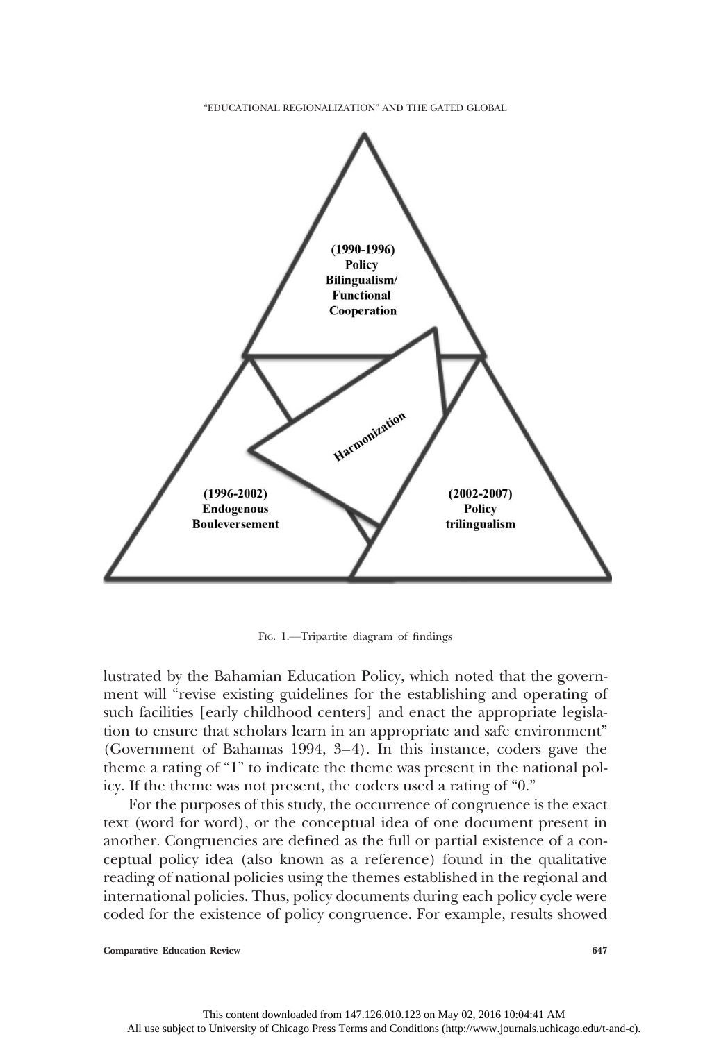(1990-1996)
Policy
Bilingualism/
Functional
Cooperation

Harmonization

(1996-2002)
Endogenous
Bouleversement

(2002-2007)
Policy
trilingualism

Fig. 1.—Tripartite diagram of findings

lustrated by the Bahamian Education Policy, which noted that the government will "revise existing guidelines for the establishing and operating of such facilities [early childhood centers] and enact the appropriate legislation to ensure that scholars learn in an appropriate and safe environment" (Government of Bahamas 1994, 3–4). In this instance, coders gave the theme a rating of "1" to indicate the theme was present in the national policy. If the theme was not present, the coders used a rating of "0."

For the purposes of this study, the occurrence of congruence is the exact text (word for word), or the conceptual idea of one document present in another. Congruencies are defined as the full or partial existence of a conceptual policy idea (also known as a reference) found in the qualitative reading of national policies using the themes established in the regional and international policies. Thus, policy documents during each policy cycle were coded for the existence of policy congruence. For example, results showed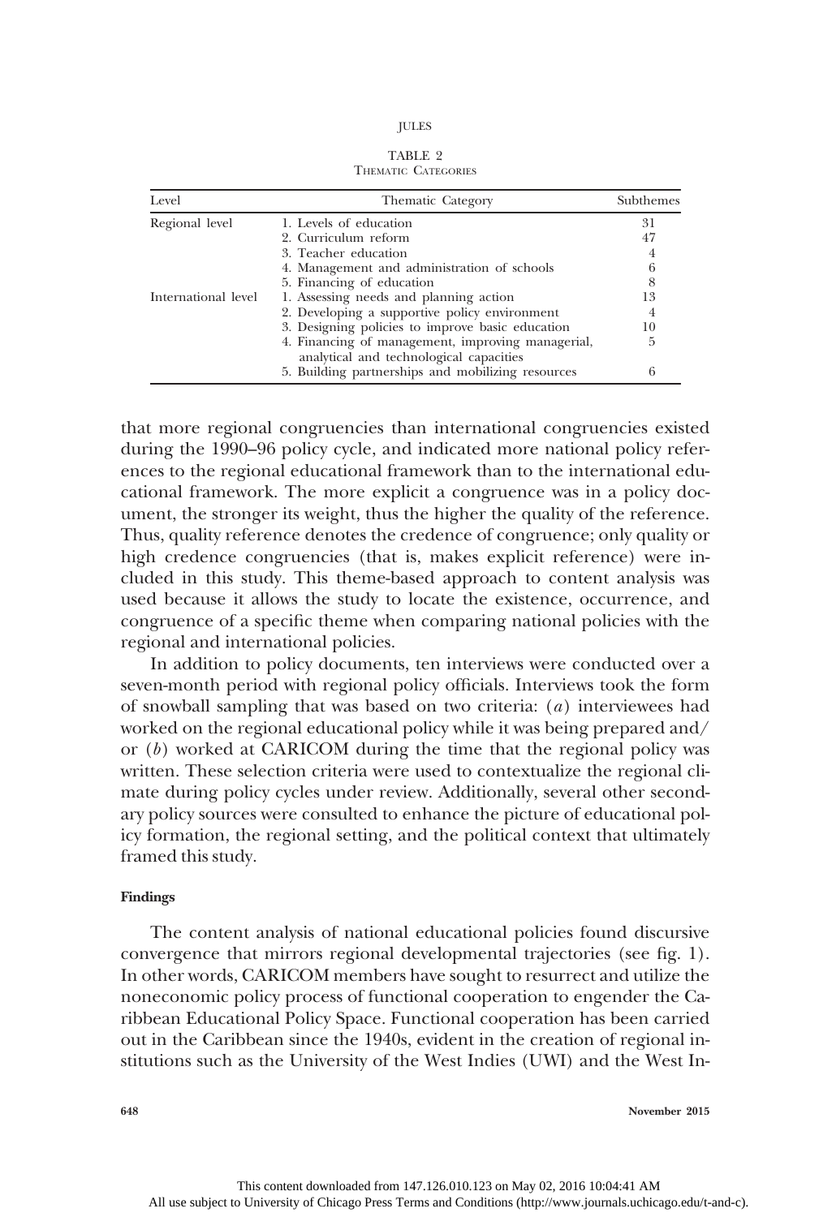TABLE 2
THEMATIC CATEGORIES

| Level | Thematic Category | Subthemes |
|---|---|---|
| Regional level | 1. Levels of education | 31 |
| | 2. Curriculum reform | 47 |
| | 3. Teacher education | 4 |
| | 4. Management and administration of schools | 6 |
| | 5. Financing of education | 8 |
| International level | 1. Assessing needs and planning action | 13 |
| | 2. Developing a supportive policy environment | 4 |
| | 3. Designing policies to improve basic education | 10 |
| | 4. Financing of management, improving managerial, analytical and technological capacities | 5 |
| | 5. Building partnerships and mobilizing resources | 6 |

that more regional congruencies than international congruencies existed during the 1990–96 policy cycle, and indicated more national policy references to the regional educational framework than to the international educational framework. The more explicit a congruence was in a policy document, the stronger its weight, thus the higher the quality of the reference. Thus, quality reference denotes the credence of congruence; only quality or high credence congruencies (that is, makes explicit reference) were included in this study. This theme-based approach to content analysis was used because it allows the study to locate the existence, occurrence, and congruence of a specific theme when comparing national policies with the regional and international policies.

In addition to policy documents, ten interviews were conducted over a seven-month period with regional policy officials. Interviews took the form of snowball sampling that was based on two criteria: (*a*) interviewees had worked on the regional educational policy while it was being prepared and/or (*b*) worked at CARICOM during the time that the regional policy was written. These selection criteria were used to contextualize the regional climate during policy cycles under review. Additionally, several other secondary policy sources were consulted to enhance the picture of educational policy formation, the regional setting, and the political context that ultimately framed this study.

#### Findings

The content analysis of national educational policies found discursive convergence that mirrors regional developmental trajectories (see fig. 1). In other words, CARICOM members have sought to resurrect and utilize the noneconomic policy process of functional cooperation to engender the Caribbean Educational Policy Space. Functional cooperation has been carried out in the Caribbean since the 1940s, evident in the creation of regional institutions such as the University of the West Indies (UWI) and the West In-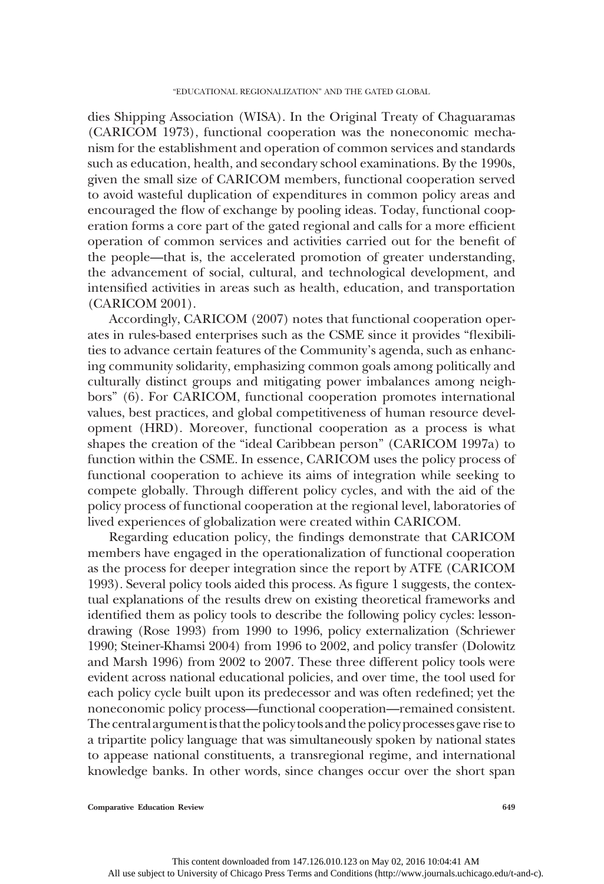dies Shipping Association (WISA). In the Original Treaty of Chaguaramas (CARICOM 1973), functional cooperation was the noneconomic mechanism for the establishment and operation of common services and standards such as education, health, and secondary school examinations. By the 1990s, given the small size of CARICOM members, functional cooperation served to avoid wasteful duplication of expenditures in common policy areas and encouraged the flow of exchange by pooling ideas. Today, functional cooperation forms a core part of the gated regional and calls for a more efficient operation of common services and activities carried out for the benefit of the people—that is, the accelerated promotion of greater understanding, the advancement of social, cultural, and technological development, and intensified activities in areas such as health, education, and transportation (CARICOM 2001).

Accordingly, CARICOM (2007) notes that functional cooperation operates in rules-based enterprises such as the CSME since it provides "flexibilities to advance certain features of the Community's agenda, such as enhancing community solidarity, emphasizing common goals among politically and culturally distinct groups and mitigating power imbalances among neighbors" (6). For CARICOM, functional cooperation promotes international values, best practices, and global competitiveness of human resource development (HRD). Moreover, functional cooperation as a process is what shapes the creation of the "ideal Caribbean person" (CARICOM 1997a) to function within the CSME. In essence, CARICOM uses the policy process of functional cooperation to achieve its aims of integration while seeking to compete globally. Through different policy cycles, and with the aid of the policy process of functional cooperation at the regional level, laboratories of lived experiences of globalization were created within CARICOM.

Regarding education policy, the findings demonstrate that CARICOM members have engaged in the operationalization of functional cooperation as the process for deeper integration since the report by ATFE (CARICOM 1993). Several policy tools aided this process. As figure 1 suggests, the contextual explanations of the results drew on existing theoretical frameworks and identified them as policy tools to describe the following policy cycles: lesson-drawing (Rose 1993) from 1990 to 1996, policy externalization (Schriewer 1990; Steiner-Khamsi 2004) from 1996 to 2002, and policy transfer (Dolowitz and Marsh 1996) from 2002 to 2007. These three different policy tools were evident across national educational policies, and over time, the tool used for each policy cycle built upon its predecessor and was often redefined; yet the noneconomic policy process—functional cooperation—remained consistent. The central argument is that the policy tools and the policy processes gave rise to a tripartite policy language that was simultaneously spoken by national states to appease national constituents, a transregional regime, and international knowledge banks. In other words, since changes occur over the short span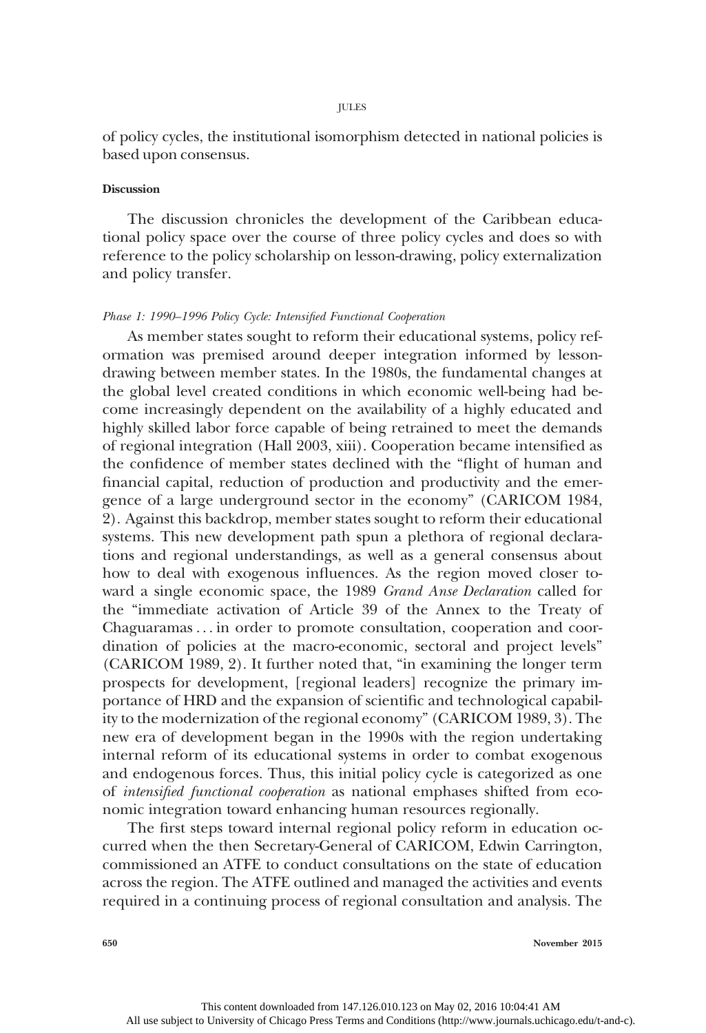of policy cycles, the institutional isomorphism detected in national policies is based upon consensus.

**Discussion**

The discussion chronicles the development of the Caribbean educational policy space over the course of three policy cycles and does so with reference to the policy scholarship on lesson-drawing, policy externalization and policy transfer.

*Phase 1: 1990–1996 Policy Cycle: Intensified Functional Cooperation*

As member states sought to reform their educational systems, policy reformation was premised around deeper integration informed by lesson-drawing between member states. In the 1980s, the fundamental changes at the global level created conditions in which economic well-being had become increasingly dependent on the availability of a highly educated and highly skilled labor force capable of being retrained to meet the demands of regional integration (Hall 2003, xiii). Cooperation became intensified as the confidence of member states declined with the "flight of human and financial capital, reduction of production and productivity and the emergence of a large underground sector in the economy" (CARICOM 1984, 2). Against this backdrop, member states sought to reform their educational systems. This new development path spun a plethora of regional declarations and regional understandings, as well as a general consensus about how to deal with exogenous influences. As the region moved closer toward a single economic space, the 1989 *Grand Anse Declaration* called for the "immediate activation of Article 39 of the Annex to the Treaty of Chaguaramas . . . in order to promote consultation, cooperation and coordination of policies at the macro-economic, sectoral and project levels" (CARICOM 1989, 2). It further noted that, "in examining the longer term prospects for development, [regional leaders] recognize the primary importance of HRD and the expansion of scientific and technological capability to the modernization of the regional economy" (CARICOM 1989, 3). The new era of development began in the 1990s with the region undertaking internal reform of its educational systems in order to combat exogenous and endogenous forces. Thus, this initial policy cycle is categorized as one of *intensified functional cooperation* as national emphases shifted from economic integration toward enhancing human resources regionally.

The first steps toward internal regional policy reform in education occurred when the then Secretary-General of CARICOM, Edwin Carrington, commissioned an ATFE to conduct consultations on the state of education across the region. The ATFE outlined and managed the activities and events required in a continuing process of regional consultation and analysis. The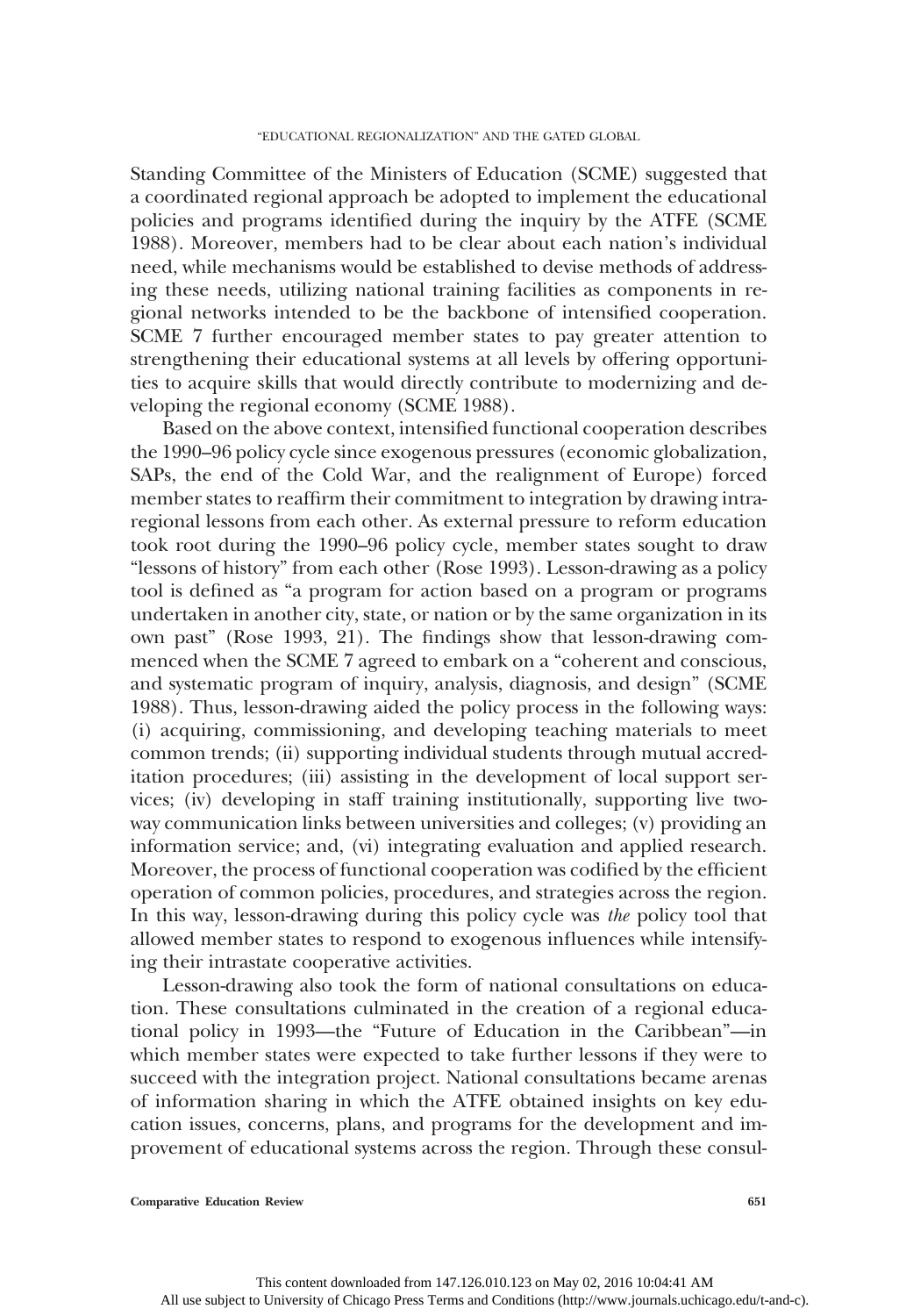Standing Committee of the Ministers of Education (SCME) suggested that a coordinated regional approach be adopted to implement the educational policies and programs identified during the inquiry by the ATFE (SCME 1988). Moreover, members had to be clear about each nation's individual need, while mechanisms would be established to devise methods of addressing these needs, utilizing national training facilities as components in regional networks intended to be the backbone of intensified cooperation. SCME 7 further encouraged member states to pay greater attention to strengthening their educational systems at all levels by offering opportunities to acquire skills that would directly contribute to modernizing and developing the regional economy (SCME 1988).

Based on the above context, intensified functional cooperation describes the 1990–96 policy cycle since exogenous pressures (economic globalization, SAPs, the end of the Cold War, and the realignment of Europe) forced member states to reaffirm their commitment to integration by drawing intraregional lessons from each other. As external pressure to reform education took root during the 1990–96 policy cycle, member states sought to draw "lessons of history" from each other (Rose 1993). Lesson-drawing as a policy tool is defined as "a program for action based on a program or programs undertaken in another city, state, or nation or by the same organization in its own past" (Rose 1993, 21). The findings show that lesson-drawing commenced when the SCME 7 agreed to embark on a "coherent and conscious, and systematic program of inquiry, analysis, diagnosis, and design" (SCME 1988). Thus, lesson-drawing aided the policy process in the following ways: (i) acquiring, commissioning, and developing teaching materials to meet common trends; (ii) supporting individual students through mutual accreditation procedures; (iii) assisting in the development of local support services; (iv) developing in staff training institutionally, supporting live two-way communication links between universities and colleges; (v) providing an information service; and, (vi) integrating evaluation and applied research. Moreover, the process of functional cooperation was codified by the efficient operation of common policies, procedures, and strategies across the region. In this way, lesson-drawing during this policy cycle was *the* policy tool that allowed member states to respond to exogenous influences while intensifying their intrastate cooperative activities.

Lesson-drawing also took the form of national consultations on education. These consultations culminated in the creation of a regional educational policy in 1993—the "Future of Education in the Caribbean"—in which member states were expected to take further lessons if they were to succeed with the integration project. National consultations became arenas of information sharing in which the ATFE obtained insights on key education issues, concerns, plans, and programs for the development and improvement of educational systems across the region. Through these consul-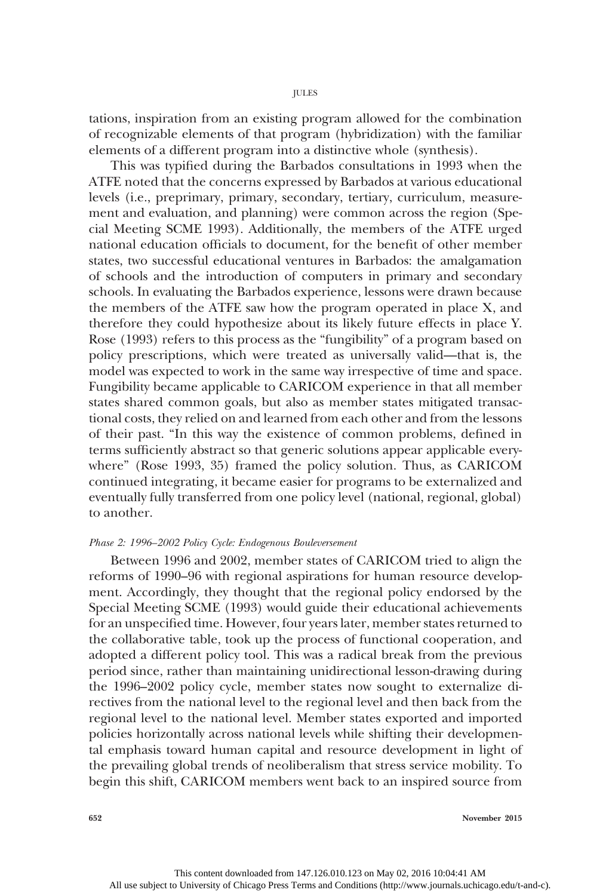tations, inspiration from an existing program allowed for the combination of recognizable elements of that program (hybridization) with the familiar elements of a different program into a distinctive whole (synthesis).

This was typified during the Barbados consultations in 1993 when the ATFE noted that the concerns expressed by Barbados at various educational levels (i.e., preprimary, primary, secondary, tertiary, curriculum, measurement and evaluation, and planning) were common across the region (Special Meeting SCME 1993). Additionally, the members of the ATFE urged national education officials to document, for the benefit of other member states, two successful educational ventures in Barbados: the amalgamation of schools and the introduction of computers in primary and secondary schools. In evaluating the Barbados experience, lessons were drawn because the members of the ATFE saw how the program operated in place X, and therefore they could hypothesize about its likely future effects in place Y. Rose (1993) refers to this process as the "fungibility" of a program based on policy prescriptions, which were treated as universally valid—that is, the model was expected to work in the same way irrespective of time and space. Fungibility became applicable to CARICOM experience in that all member states shared common goals, but also as member states mitigated transactional costs, they relied on and learned from each other and from the lessons of their past. "In this way the existence of common problems, defined in terms sufficiently abstract so that generic solutions appear applicable everywhere" (Rose 1993, 35) framed the policy solution. Thus, as CARICOM continued integrating, it became easier for programs to be externalized and eventually fully transferred from one policy level (national, regional, global) to another.

*Phase 2: 1996–2002 Policy Cycle: Endogenous Bouleversement*

Between 1996 and 2002, member states of CARICOM tried to align the reforms of 1990–96 with regional aspirations for human resource development. Accordingly, they thought that the regional policy endorsed by the Special Meeting SCME (1993) would guide their educational achievements for an unspecified time. However, four years later, member states returned to the collaborative table, took up the process of functional cooperation, and adopted a different policy tool. This was a radical break from the previous period since, rather than maintaining unidirectional lesson-drawing during the 1996–2002 policy cycle, member states now sought to externalize directives from the national level to the regional level and then back from the regional level to the national level. Member states exported and imported policies horizontally across national levels while shifting their developmental emphasis toward human capital and resource development in light of the prevailing global trends of neoliberalism that stress service mobility. To begin this shift, CARICOM members went back to an inspired source from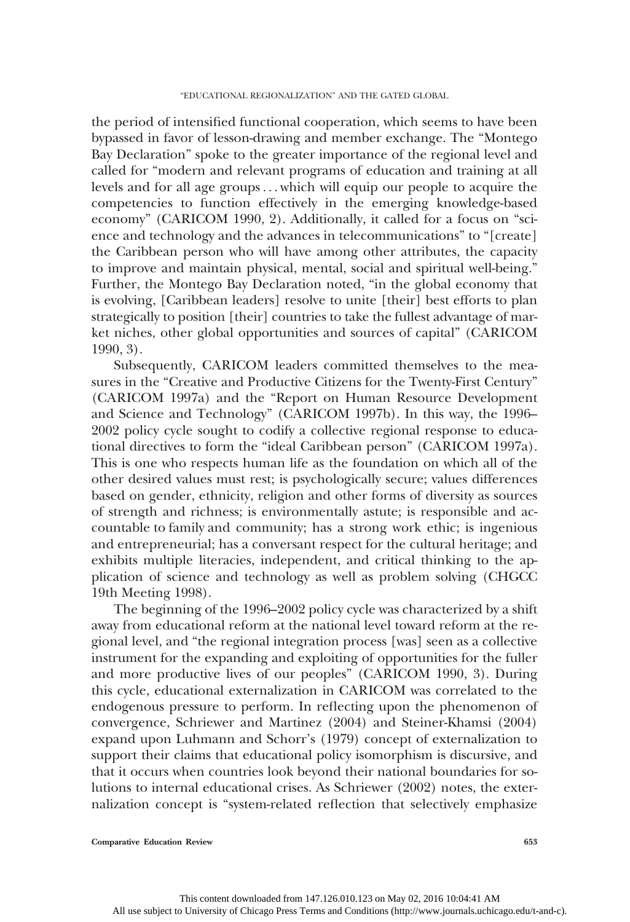the period of intensified functional cooperation, which seems to have been bypassed in favor of lesson-drawing and member exchange. The "Montego Bay Declaration" spoke to the greater importance of the regional level and called for "modern and relevant programs of education and training at all levels and for all age groups . . . which will equip our people to acquire the competencies to function effectively in the emerging knowledge-based economy" (CARICOM 1990, 2). Additionally, it called for a focus on "science and technology and the advances in telecommunications" to "[create] the Caribbean person who will have among other attributes, the capacity to improve and maintain physical, mental, social and spiritual well-being." Further, the Montego Bay Declaration noted, "in the global economy that is evolving, [Caribbean leaders] resolve to unite [their] best efforts to plan strategically to position [their] countries to take the fullest advantage of market niches, other global opportunities and sources of capital" (CARICOM 1990, 3).

Subsequently, CARICOM leaders committed themselves to the measures in the "Creative and Productive Citizens for the Twenty-First Century" (CARICOM 1997a) and the "Report on Human Resource Development and Science and Technology" (CARICOM 1997b). In this way, the 1996–2002 policy cycle sought to codify a collective regional response to educational directives to form the "ideal Caribbean person" (CARICOM 1997a). This is one who respects human life as the foundation on which all of the other desired values must rest; is psychologically secure; values differences based on gender, ethnicity, religion and other forms of diversity as sources of strength and richness; is environmentally astute; is responsible and accountable to family and community; has a strong work ethic; is ingenious and entrepreneurial; has a conversant respect for the cultural heritage; and exhibits multiple literacies, independent, and critical thinking to the application of science and technology as well as problem solving (CHGCC 19th Meeting 1998).

The beginning of the 1996–2002 policy cycle was characterized by a shift away from educational reform at the national level toward reform at the regional level, and "the regional integration process [was] seen as a collective instrument for the expanding and exploiting of opportunities for the fuller and more productive lives of our peoples" (CARICOM 1990, 3). During this cycle, educational externalization in CARICOM was correlated to the endogenous pressure to perform. In reflecting upon the phenomenon of convergence, Schriewer and Martinez (2004) and Steiner-Khamsi (2004) expand upon Luhmann and Schorr's (1979) concept of externalization to support their claims that educational policy isomorphism is discursive, and that it occurs when countries look beyond their national boundaries for solutions to internal educational crises. As Schriewer (2002) notes, the externalization concept is "system-related reflection that selectively emphasize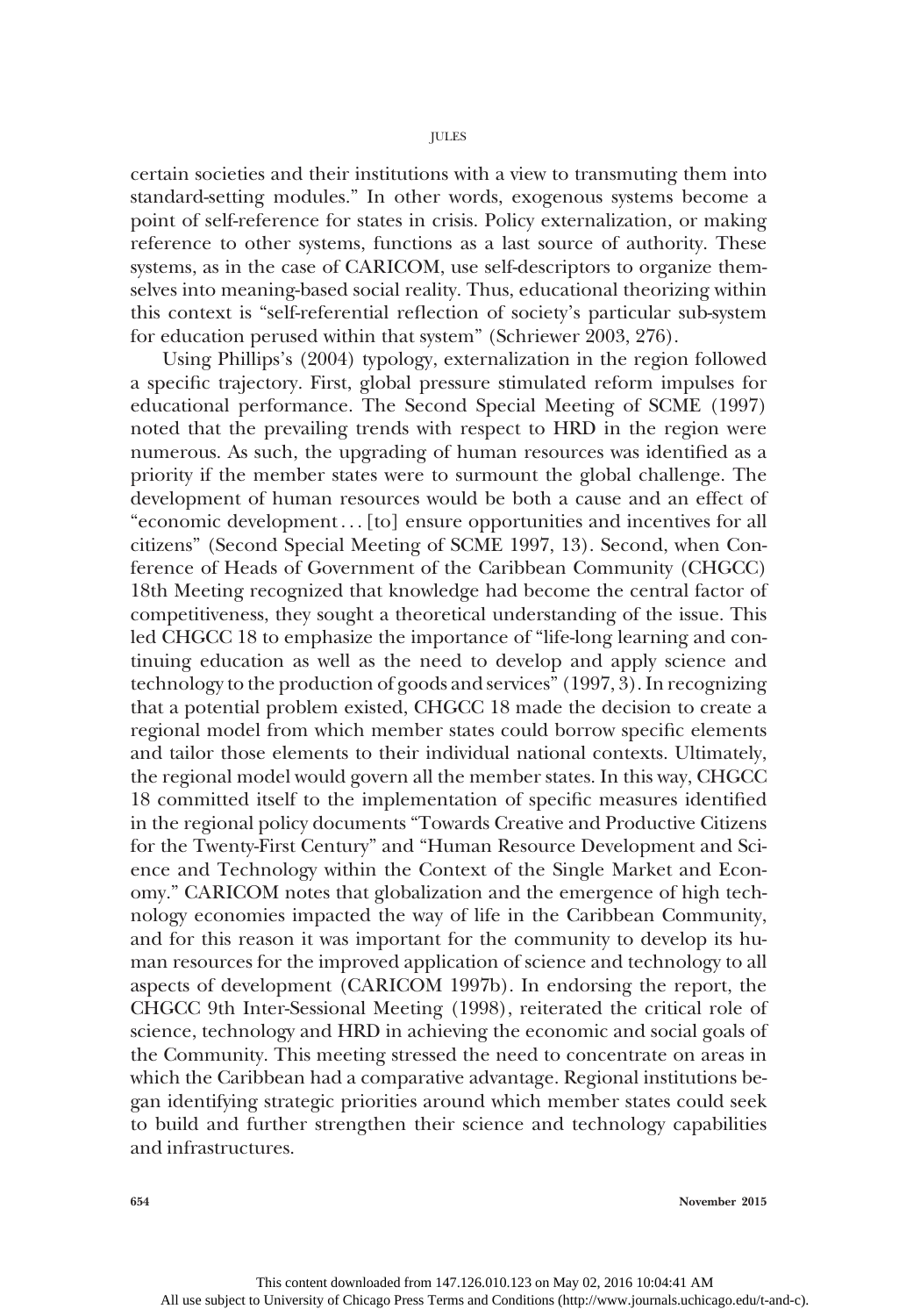certain societies and their institutions with a view to transmuting them into standard-setting modules." In other words, exogenous systems become a point of self-reference for states in crisis. Policy externalization, or making reference to other systems, functions as a last source of authority. These systems, as in the case of CARICOM, use self-descriptors to organize themselves into meaning-based social reality. Thus, educational theorizing within this context is "self-referential reflection of society's particular sub-system for education perused within that system" (Schriewer 2003, 276).

Using Phillips's (2004) typology, externalization in the region followed a specific trajectory. First, global pressure stimulated reform impulses for educational performance. The Second Special Meeting of SCME (1997) noted that the prevailing trends with respect to HRD in the region were numerous. As such, the upgrading of human resources was identified as a priority if the member states were to surmount the global challenge. The development of human resources would be both a cause and an effect of "economic development . . . [to] ensure opportunities and incentives for all citizens" (Second Special Meeting of SCME 1997, 13). Second, when Conference of Heads of Government of the Caribbean Community (CHGCC) 18th Meeting recognized that knowledge had become the central factor of competitiveness, they sought a theoretical understanding of the issue. This led CHGCC 18 to emphasize the importance of "life-long learning and continuing education as well as the need to develop and apply science and technology to the production of goods and services" (1997, 3). In recognizing that a potential problem existed, CHGCC 18 made the decision to create a regional model from which member states could borrow specific elements and tailor those elements to their individual national contexts. Ultimately, the regional model would govern all the member states. In this way, CHGCC 18 committed itself to the implementation of specific measures identified in the regional policy documents "Towards Creative and Productive Citizens for the Twenty-First Century" and "Human Resource Development and Science and Technology within the Context of the Single Market and Economy." CARICOM notes that globalization and the emergence of high technology economies impacted the way of life in the Caribbean Community, and for this reason it was important for the community to develop its human resources for the improved application of science and technology to all aspects of development (CARICOM 1997b). In endorsing the report, the CHGCC 9th Inter-Sessional Meeting (1998), reiterated the critical role of science, technology and HRD in achieving the economic and social goals of the Community. This meeting stressed the need to concentrate on areas in which the Caribbean had a comparative advantage. Regional institutions began identifying strategic priorities around which member states could seek to build and further strengthen their science and technology capabilities and infrastructures.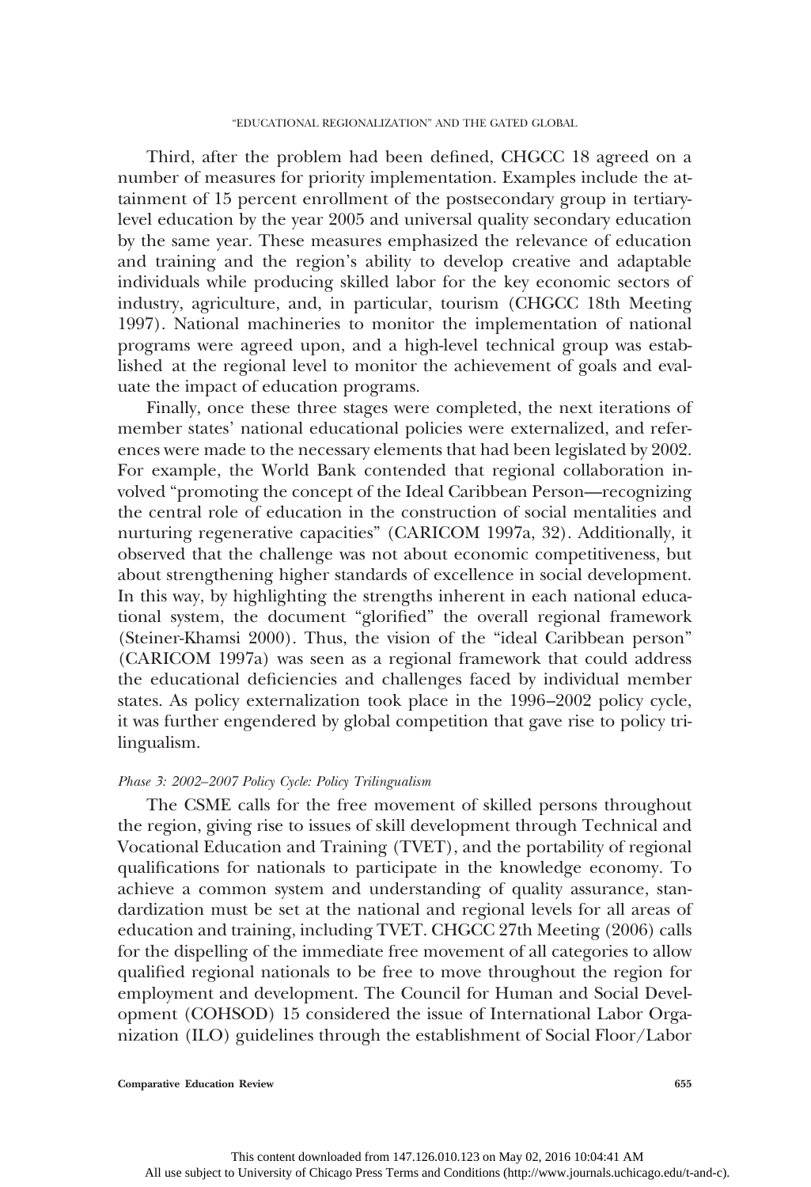Third, after the problem had been defined, CHGCC 18 agreed on a number of measures for priority implementation. Examples include the attainment of 15 percent enrollment of the postsecondary group in tertiary-level education by the year 2005 and universal quality secondary education by the same year. These measures emphasized the relevance of education and training and the region's ability to develop creative and adaptable individuals while producing skilled labor for the key economic sectors of industry, agriculture, and, in particular, tourism (CHGCC 18th Meeting 1997). National machineries to monitor the implementation of national programs were agreed upon, and a high-level technical group was established at the regional level to monitor the achievement of goals and evaluate the impact of education programs.

Finally, once these three stages were completed, the next iterations of member states' national educational policies were externalized, and references were made to the necessary elements that had been legislated by 2002. For example, the World Bank contended that regional collaboration involved "promoting the concept of the Ideal Caribbean Person—recognizing the central role of education in the construction of social mentalities and nurturing regenerative capacities" (CARICOM 1997a, 32). Additionally, it observed that the challenge was not about economic competitiveness, but about strengthening higher standards of excellence in social development. In this way, by highlighting the strengths inherent in each national educational system, the document "glorified" the overall regional framework (Steiner-Khamsi 2000). Thus, the vision of the "ideal Caribbean person" (CARICOM 1997a) was seen as a regional framework that could address the educational deficiencies and challenges faced by individual member states. As policy externalization took place in the 1996–2002 policy cycle, it was further engendered by global competition that gave rise to policy trilingualism.

#### *Phase 3: 2002–2007 Policy Cycle: Policy Trilingualism*

The CSME calls for the free movement of skilled persons throughout the region, giving rise to issues of skill development through Technical and Vocational Education and Training (TVET), and the portability of regional qualifications for nationals to participate in the knowledge economy. To achieve a common system and understanding of quality assurance, standardization must be set at the national and regional levels for all areas of education and training, including TVET. CHGCC 27th Meeting (2006) calls for the dispelling of the immediate free movement of all categories to allow qualified regional nationals to be free to move throughout the region for employment and development. The Council for Human and Social Development (COHSOD) 15 considered the issue of International Labor Organization (ILO) guidelines through the establishment of Social Floor/Labor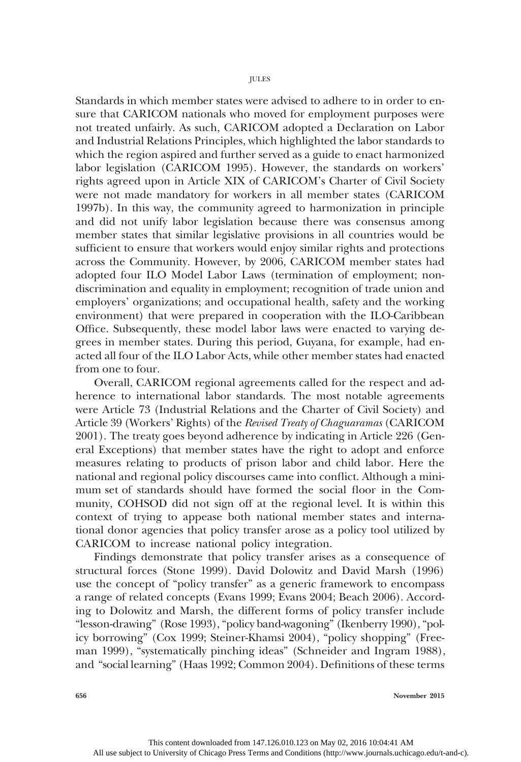Standards in which member states were advised to adhere to in order to ensure that CARICOM nationals who moved for employment purposes were not treated unfairly. As such, CARICOM adopted a Declaration on Labor and Industrial Relations Principles, which highlighted the labor standards to which the region aspired and further served as a guide to enact harmonized labor legislation (CARICOM 1995). However, the standards on workers' rights agreed upon in Article XIX of CARICOM's Charter of Civil Society were not made mandatory for workers in all member states (CARICOM 1997b). In this way, the community agreed to harmonization in principle and did not unify labor legislation because there was consensus among member states that similar legislative provisions in all countries would be sufficient to ensure that workers would enjoy similar rights and protections across the Community. However, by 2006, CARICOM member states had adopted four ILO Model Labor Laws (termination of employment; nondiscrimination and equality in employment; recognition of trade union and employers' organizations; and occupational health, safety and the working environment) that were prepared in cooperation with the ILO-Caribbean Office. Subsequently, these model labor laws were enacted to varying degrees in member states. During this period, Guyana, for example, had enacted all four of the ILO Labor Acts, while other member states had enacted from one to four.

Overall, CARICOM regional agreements called for the respect and adherence to international labor standards. The most notable agreements were Article 73 (Industrial Relations and the Charter of Civil Society) and Article 39 (Workers' Rights) of the *Revised Treaty of Chaguaramas* (CARICOM 2001). The treaty goes beyond adherence by indicating in Article 226 (General Exceptions) that member states have the right to adopt and enforce measures relating to products of prison labor and child labor. Here the national and regional policy discourses came into conflict. Although a minimum set of standards should have formed the social floor in the Community, COHSOD did not sign off at the regional level. It is within this context of trying to appease both national member states and international donor agencies that policy transfer arose as a policy tool utilized by CARICOM to increase national policy integration.

Findings demonstrate that policy transfer arises as a consequence of structural forces (Stone 1999). David Dolowitz and David Marsh (1996) use the concept of "policy transfer" as a generic framework to encompass a range of related concepts (Evans 1999; Evans 2004; Beach 2006). According to Dolowitz and Marsh, the different forms of policy transfer include "lesson-drawing" (Rose 1993), "policy band-wagoning" (Ikenberry 1990), "policy borrowing" (Cox 1999; Steiner-Khamsi 2004), "policy shopping" (Freeman 1999), "systematically pinching ideas" (Schneider and Ingram 1988), and "social learning" (Haas 1992; Common 2004). Definitions of these terms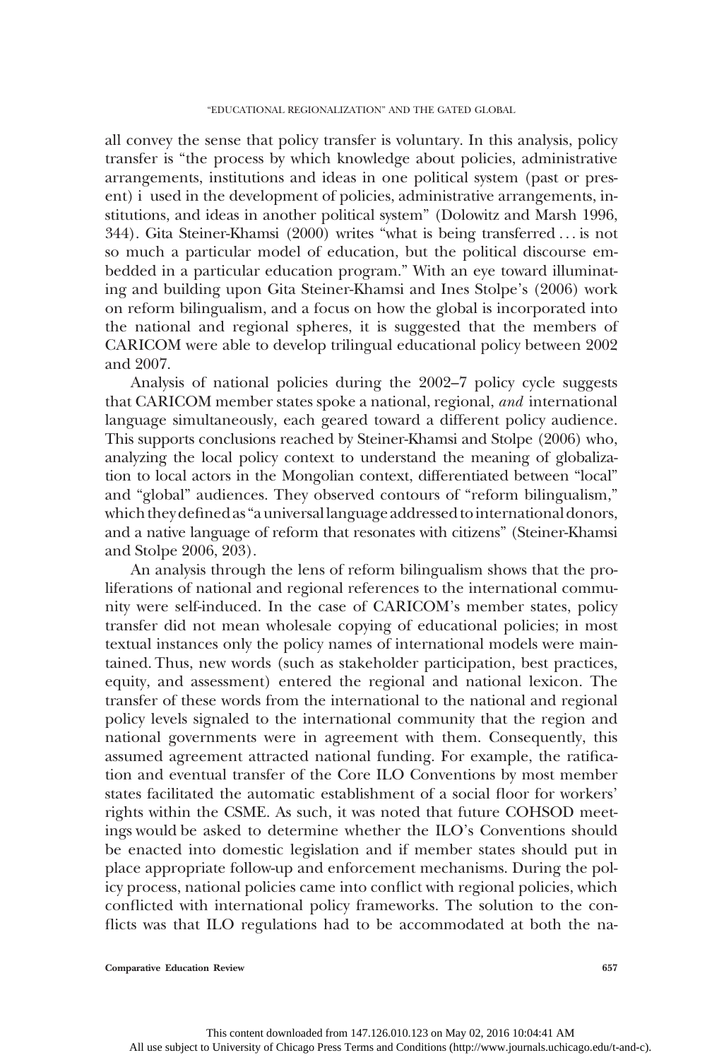all convey the sense that policy transfer is voluntary. In this analysis, policy transfer is "the process by which knowledge about policies, administrative arrangements, institutions and ideas in one political system (past or present) i used in the development of policies, administrative arrangements, institutions, and ideas in another political system" (Dolowitz and Marsh 1996, 344). Gita Steiner-Khamsi (2000) writes "what is being transferred . . . is not so much a particular model of education, but the political discourse embedded in a particular education program." With an eye toward illuminating and building upon Gita Steiner-Khamsi and Ines Stolpe's (2006) work on reform bilingualism, and a focus on how the global is incorporated into the national and regional spheres, it is suggested that the members of CARICOM were able to develop trilingual educational policy between 2002 and 2007.

Analysis of national policies during the 2002–7 policy cycle suggests that CARICOM member states spoke a national, regional, *and* international language simultaneously, each geared toward a different policy audience. This supports conclusions reached by Steiner-Khamsi and Stolpe (2006) who, analyzing the local policy context to understand the meaning of globalization to local actors in the Mongolian context, differentiated between "local" and "global" audiences. They observed contours of "reform bilingualism," which they defined as "a universal language addressed to international donors, and a native language of reform that resonates with citizens" (Steiner-Khamsi and Stolpe 2006, 203).

An analysis through the lens of reform bilingualism shows that the proliferations of national and regional references to the international community were self-induced. In the case of CARICOM's member states, policy transfer did not mean wholesale copying of educational policies; in most textual instances only the policy names of international models were maintained. Thus, new words (such as stakeholder participation, best practices, equity, and assessment) entered the regional and national lexicon. The transfer of these words from the international to the national and regional policy levels signaled to the international community that the region and national governments were in agreement with them. Consequently, this assumed agreement attracted national funding. For example, the ratification and eventual transfer of the Core ILO Conventions by most member states facilitated the automatic establishment of a social floor for workers' rights within the CSME. As such, it was noted that future COHSOD meetings would be asked to determine whether the ILO's Conventions should be enacted into domestic legislation and if member states should put in place appropriate follow-up and enforcement mechanisms. During the policy process, national policies came into conflict with regional policies, which conflicted with international policy frameworks. The solution to the conflicts was that ILO regulations had to be accommodated at both the na-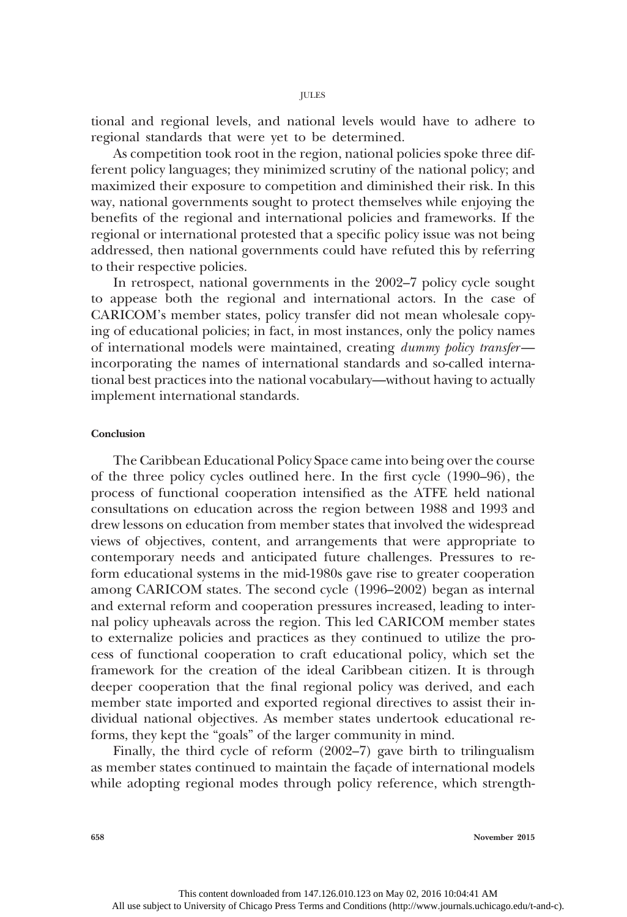tional and regional levels, and national levels would have to adhere to regional standards that were yet to be determined.

As competition took root in the region, national policies spoke three different policy languages; they minimized scrutiny of the national policy; and maximized their exposure to competition and diminished their risk. In this way, national governments sought to protect themselves while enjoying the benefits of the regional and international policies and frameworks. If the regional or international protested that a specific policy issue was not being addressed, then national governments could have refuted this by referring to their respective policies.

In retrospect, national governments in the 2002–7 policy cycle sought to appease both the regional and international actors. In the case of CARICOM's member states, policy transfer did not mean wholesale copying of educational policies; in fact, in most instances, only the policy names of international models were maintained, creating *dummy policy transfer*—incorporating the names of international standards and so-called international best practices into the national vocabulary—without having to actually implement international standards.

#### Conclusion

The Caribbean Educational Policy Space came into being over the course of the three policy cycles outlined here. In the first cycle (1990–96), the process of functional cooperation intensified as the ATFE held national consultations on education across the region between 1988 and 1993 and drew lessons on education from member states that involved the widespread views of objectives, content, and arrangements that were appropriate to contemporary needs and anticipated future challenges. Pressures to reform educational systems in the mid-1980s gave rise to greater cooperation among CARICOM states. The second cycle (1996–2002) began as internal and external reform and cooperation pressures increased, leading to internal policy upheavals across the region. This led CARICOM member states to externalize policies and practices as they continued to utilize the process of functional cooperation to craft educational policy, which set the framework for the creation of the ideal Caribbean citizen. It is through deeper cooperation that the final regional policy was derived, and each member state imported and exported regional directives to assist their individual national objectives. As member states undertook educational reforms, they kept the "goals" of the larger community in mind.

Finally, the third cycle of reform (2002–7) gave birth to trilingualism as member states continued to maintain the façade of international models while adopting regional modes through policy reference, which strength-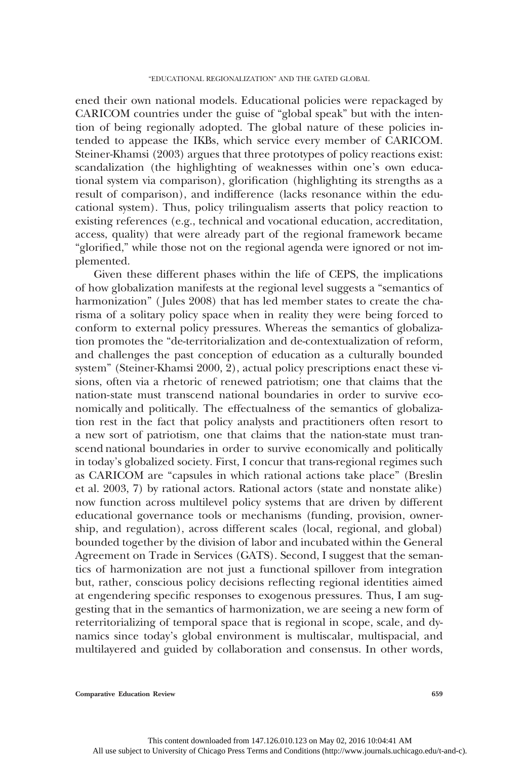ened their own national models. Educational policies were repackaged by CARICOM countries under the guise of "global speak" but with the intention of being regionally adopted. The global nature of these policies intended to appease the IKBs, which service every member of CARICOM. Steiner-Khamsi (2003) argues that three prototypes of policy reactions exist: scandalization (the highlighting of weaknesses within one's own educational system via comparison), glorification (highlighting its strengths as a result of comparison), and indifference (lacks resonance within the educational system). Thus, policy trilingualism asserts that policy reaction to existing references (e.g., technical and vocational education, accreditation, access, quality) that were already part of the regional framework became "glorified," while those not on the regional agenda were ignored or not implemented.

Given these different phases within the life of CEPS, the implications of how globalization manifests at the regional level suggests a "semantics of harmonization" (Jules 2008) that has led member states to create the charisma of a solitary policy space when in reality they were being forced to conform to external policy pressures. Whereas the semantics of globalization promotes the "de-territorialization and de-contextualization of reform, and challenges the past conception of education as a culturally bounded system" (Steiner-Khamsi 2000, 2), actual policy prescriptions enact these visions, often via a rhetoric of renewed patriotism; one that claims that the nation-state must transcend national boundaries in order to survive economically and politically. The effectualness of the semantics of globalization rest in the fact that policy analysts and practitioners often resort to a new sort of patriotism, one that claims that the nation-state must transcend national boundaries in order to survive economically and politically in today's globalized society. First, I concur that trans-regional regimes such as CARICOM are "capsules in which rational actions take place" (Breslin et al. 2003, 7) by rational actors. Rational actors (state and nonstate alike) now function across multilevel policy systems that are driven by different educational governance tools or mechanisms (funding, provision, ownership, and regulation), across different scales (local, regional, and global) bounded together by the division of labor and incubated within the General Agreement on Trade in Services (GATS). Second, I suggest that the semantics of harmonization are not just a functional spillover from integration but, rather, conscious policy decisions reflecting regional identities aimed at engendering specific responses to exogenous pressures. Thus, I am suggesting that in the semantics of harmonization, we are seeing a new form of reterritorializing of temporal space that is regional in scope, scale, and dynamics since today's global environment is multiscalar, multispacial, and multilayered and guided by collaboration and consensus. In other words,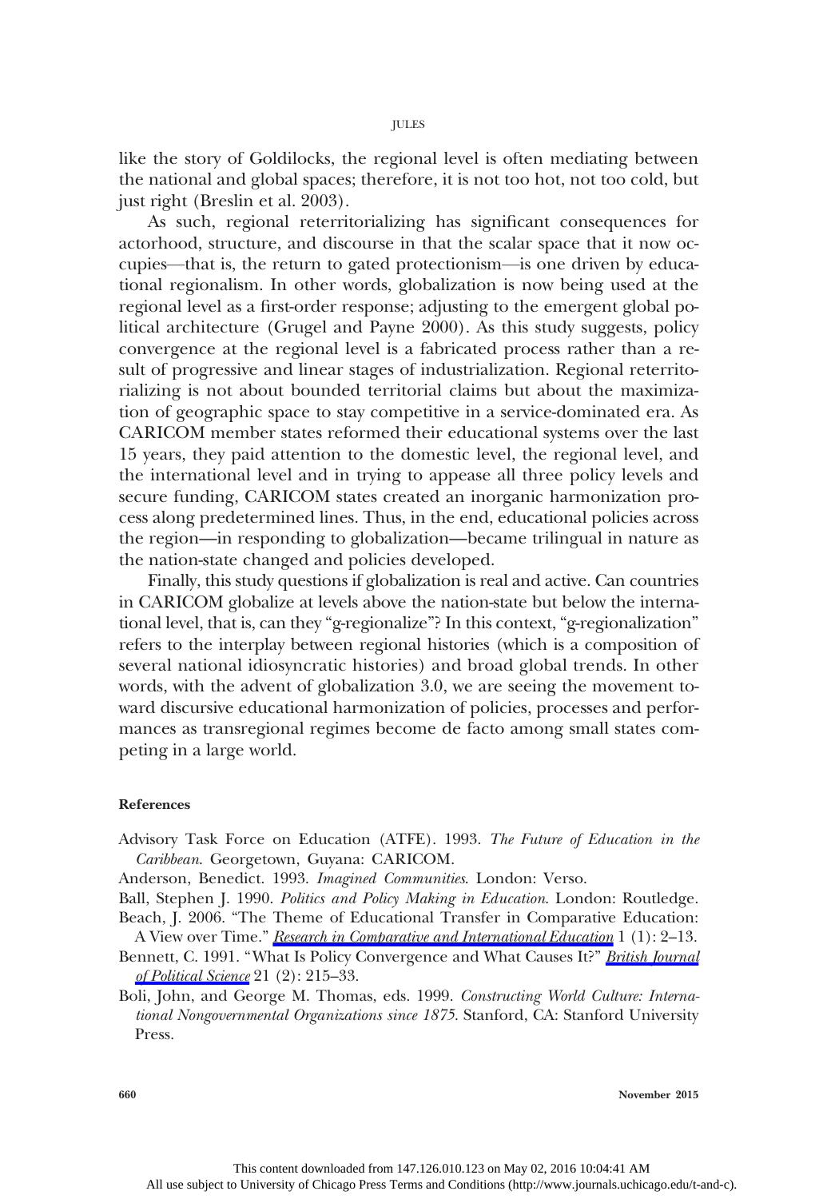like the story of Goldilocks, the regional level is often mediating between the national and global spaces; therefore, it is not too hot, not too cold, but just right (Breslin et al. 2003).

As such, regional reterritorializing has significant consequences for actorhood, structure, and discourse in that the scalar space that it now occupies—that is, the return to gated protectionism—is one driven by educational regionalism. In other words, globalization is now being used at the regional level as a first-order response; adjusting to the emergent global political architecture (Grugel and Payne 2000). As this study suggests, policy convergence at the regional level is a fabricated process rather than a result of progressive and linear stages of industrialization. Regional reterritorializing is not about bounded territorial claims but about the maximization of geographic space to stay competitive in a service-dominated era. As CARICOM member states reformed their educational systems over the last 15 years, they paid attention to the domestic level, the regional level, and the international level and in trying to appease all three policy levels and secure funding, CARICOM states created an inorganic harmonization process along predetermined lines. Thus, in the end, educational policies across the region—in responding to globalization—became trilingual in nature as the nation-state changed and policies developed.

Finally, this study questions if globalization is real and active. Can countries in CARICOM globalize at levels above the nation-state but below the international level, that is, can they "g-regionalize"? In this context, "g-regionalization" refers to the interplay between regional histories (which is a composition of several national idiosyncratic histories) and broad global trends. In other words, with the advent of globalization 3.0, we are seeing the movement toward discursive educational harmonization of policies, processes and performances as transregional regimes become de facto among small states competing in a large world.

**References**

Advisory Task Force on Education (ATFE). 1993. *The Future of Education in the Caribbean*. Georgetown, Guyana: CARICOM.

Anderson, Benedict. 1993. *Imagined Communities*. London: Verso.

Ball, Stephen J. 1990. *Politics and Policy Making in Education*. London: Routledge.

Beach, J. 2006. "The Theme of Educational Transfer in Comparative Education: A View over Time." *Research in Comparative and International Education* 1 (1): 2–13.

Bennett, C. 1991. "What Is Policy Convergence and What Causes It?" *British Journal of Political Science* 21 (2): 215–33.

Boli, John, and George M. Thomas, eds. 1999. *Constructing World Culture: International Nongovernmental Organizations since 1875*. Stanford, CA: Stanford University Press.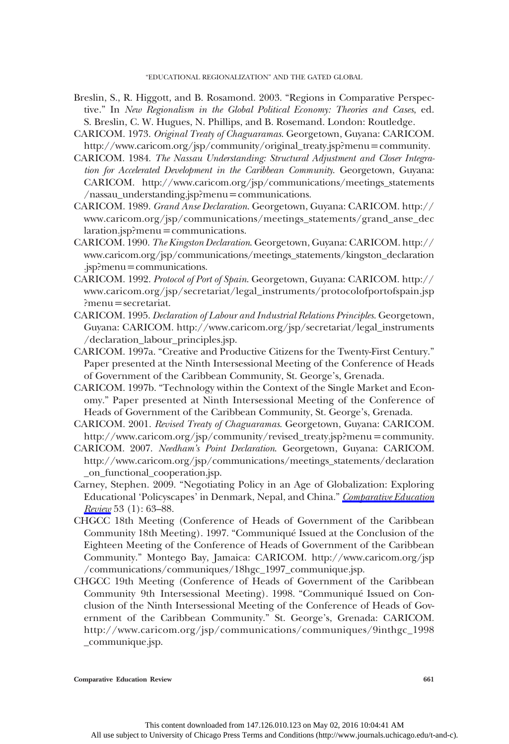Breslin, S., R. Higgott, and B. Rosamond. 2003. "Regions in Comparative Perspective." In *New Regionalism in the Global Political Economy: Theories and Cases*, ed. S. Breslin, C. W. Hugues, N. Phillips, and B. Rosemand. London: Routledge.

CARICOM. 1973. *Original Treaty of Chaguaramas*. Georgetown, Guyana: CARICOM. http://www.caricom.org/jsp/community/original_treaty.jsp?menu=community.

CARICOM. 1984. *The Nassau Understanding: Structural Adjustment and Closer Integration for Accelerated Development in the Caribbean Community*. Georgetown, Guyana: CARICOM. http://www.caricom.org/jsp/communications/meetings_statements/nassau_understanding.jsp?menu=communications.

CARICOM. 1989. *Grand Anse Declaration*. Georgetown, Guyana: CARICOM. http://www.caricom.org/jsp/communications/meetings_statements/grand_anse_declaration.jsp?menu=communications.

CARICOM. 1990. *The Kingston Declaration*. Georgetown, Guyana: CARICOM. http://www.caricom.org/jsp/communications/meetings_statements/kingston_declaration.jsp?menu=communications.

CARICOM. 1992. *Protocol of Port of Spain*. Georgetown, Guyana: CARICOM. http://www.caricom.org/jsp/secretariat/legal_instruments/protocolofportofspain.jsp?menu=secretariat.

CARICOM. 1995. *Declaration of Labour and Industrial Relations Principles*. Georgetown, Guyana: CARICOM. http://www.caricom.org/jsp/secretariat/legal_instruments/declaration_labour_principles.jsp.

CARICOM. 1997a. "Creative and Productive Citizens for the Twenty-First Century." Paper presented at the Ninth Intersessional Meeting of the Conference of Heads of Government of the Caribbean Community, St. George's, Grenada.

CARICOM. 1997b. "Technology within the Context of the Single Market and Economy." Paper presented at Ninth Intersessional Meeting of the Conference of Heads of Government of the Caribbean Community, St. George's, Grenada.

CARICOM. 2001. *Revised Treaty of Chaguaramas*. Georgetown, Guyana: CARICOM. http://www.caricom.org/jsp/community/revised_treaty.jsp?menu=community.

CARICOM. 2007. *Needham's Point Declaration*. Georgetown, Guyana: CARICOM. http://www.caricom.org/jsp/communications/meetings_statements/declaration_on_functional_cooperation.jsp.

Carney, Stephen. 2009. "Negotiating Policy in an Age of Globalization: Exploring Educational 'Policyscapes' in Denmark, Nepal, and China." *Comparative Education Review* 53 (1): 63–88.

CHGCC 18th Meeting (Conference of Heads of Government of the Caribbean Community 18th Meeting). 1997. "Communiqué Issued at the Conclusion of the Eighteen Meeting of the Conference of Heads of Government of the Caribbean Community." Montego Bay, Jamaica: CARICOM. http://www.caricom.org/jsp/communications/communiques/18hgc_1997_communique.jsp.

CHGCC 19th Meeting (Conference of Heads of Government of the Caribbean Community 9th Intersessional Meeting). 1998. "Communiqué Issued on Conclusion of the Ninth Intersessional Meeting of the Conference of Heads of Government of the Caribbean Community." St. George's, Grenada: CARICOM. http://www.caricom.org/jsp/communications/communiques/9inthgc_1998_communique.jsp.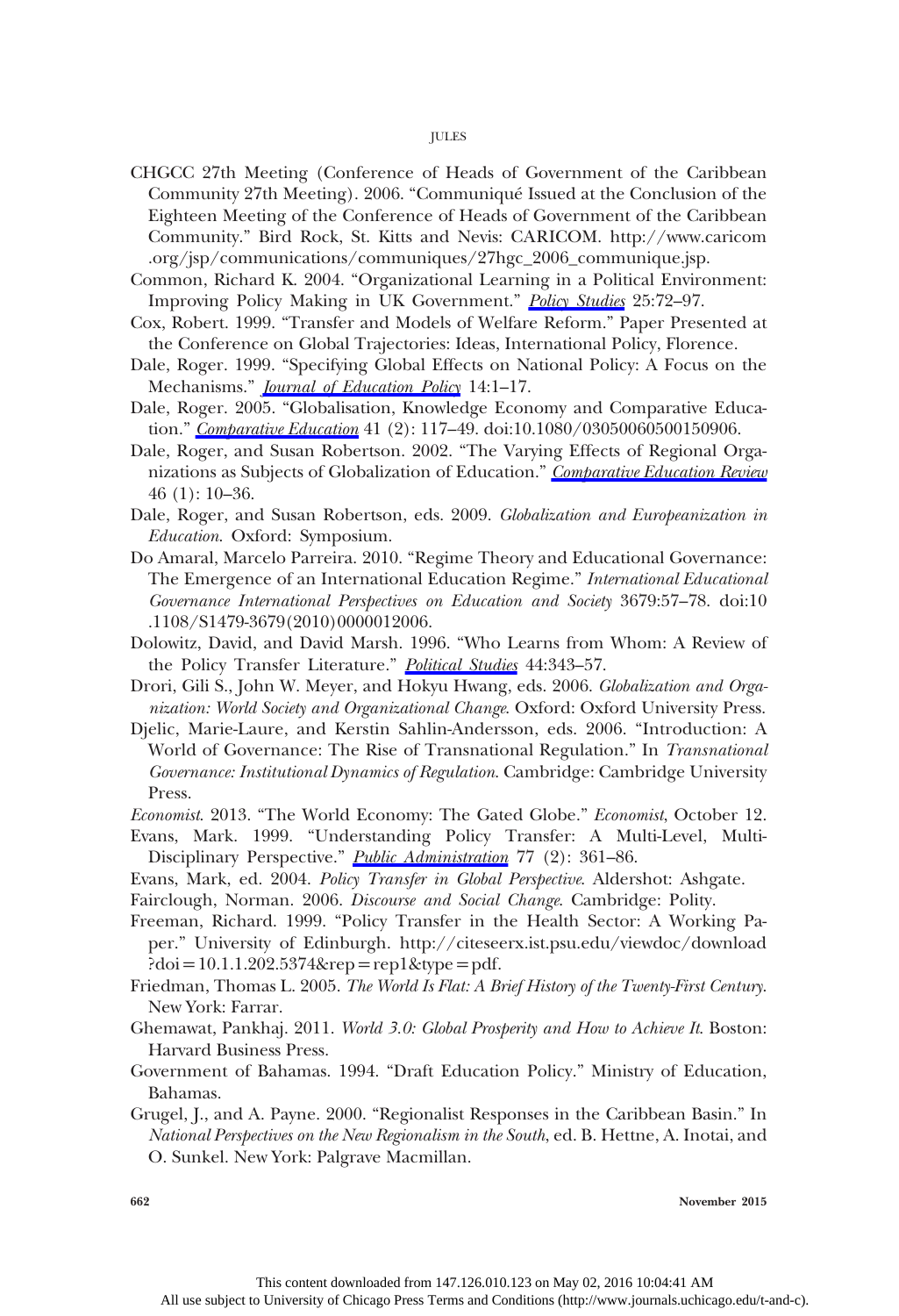CHGCC 27th Meeting (Conference of Heads of Government of the Caribbean Community 27th Meeting). 2006. “Communiqué Issued at the Conclusion of the Eighteen Meeting of the Conference of Heads of Government of the Caribbean Community.” Bird Rock, St. Kitts and Nevis: CARICOM. http://www.caricom.org/jsp/communications/communiques/27hgc_2006_communique.jsp.

Common, Richard K. 2004. “Organizational Learning in a Political Environment: Improving Policy Making in UK Government.” *Policy Studies* 25:72–97.

Cox, Robert. 1999. “Transfer and Models of Welfare Reform.” Paper Presented at the Conference on Global Trajectories: Ideas, International Policy, Florence.

Dale, Roger. 1999. “Specifying Global Effects on National Policy: A Focus on the Mechanisms.” *Journal of Education Policy* 14:1–17.

Dale, Roger. 2005. “Globalisation, Knowledge Economy and Comparative Education.” *Comparative Education* 41 (2): 117–49. doi:10.1080/03050060500150906.

Dale, Roger, and Susan Robertson. 2002. “The Varying Effects of Regional Organizations as Subjects of Globalization of Education.” *Comparative Education Review* 46 (1): 10–36.

Dale, Roger, and Susan Robertson, eds. 2009. *Globalization and Europeanization in Education*. Oxford: Symposium.

Do Amaral, Marcelo Parreira. 2010. “Regime Theory and Educational Governance: The Emergence of an International Education Regime.” *International Educational Governance International Perspectives on Education and Society* 3679:57–78. doi:10.1108/S1479-3679(2010)0000012006.

Dolowitz, David, and David Marsh. 1996. “Who Learns from Whom: A Review of the Policy Transfer Literature.” *Political Studies* 44:343–57.

Drori, Gili S., John W. Meyer, and Hokyu Hwang, eds. 2006. *Globalization and Organization: World Society and Organizational Change*. Oxford: Oxford University Press.

Djelic, Marie-Laure, and Kerstin Sahlin-Andersson, eds. 2006. “Introduction: A World of Governance: The Rise of Transnational Regulation.” In *Transnational Governance: Institutional Dynamics of Regulation*. Cambridge: Cambridge University Press.

*Economist*. 2013. “The World Economy: The Gated Globe.” *Economist*, October 12.

Evans, Mark. 1999. “Understanding Policy Transfer: A Multi-Level, Multi-Disciplinary Perspective.” *Public Administration* 77 (2): 361–86.

Evans, Mark, ed. 2004. *Policy Transfer in Global Perspective*. Aldershot: Ashgate.

Fairclough, Norman. 2006. *Discourse and Social Change*. Cambridge: Polity.

Freeman, Richard. 1999. “Policy Transfer in the Health Sector: A Working Paper.” University of Edinburgh. http://citeseerx.ist.psu.edu/viewdoc/download?doi=10.1.1.202.5374&rep=rep1&type=pdf.

Friedman, Thomas L. 2005. *The World Is Flat: A Brief History of the Twenty-First Century*. New York: Farrar.

Ghemawat, Pankhaj. 2011. *World 3.0: Global Prosperity and How to Achieve It*. Boston: Harvard Business Press.

Government of Bahamas. 1994. “Draft Education Policy.” Ministry of Education, Bahamas.

Grugel, J., and A. Payne. 2000. “Regionalist Responses in the Caribbean Basin.” In *National Perspectives on the New Regionalism in the South*, ed. B. Hettne, A. Inotai, and O. Sunkel. New York: Palgrave Macmillan.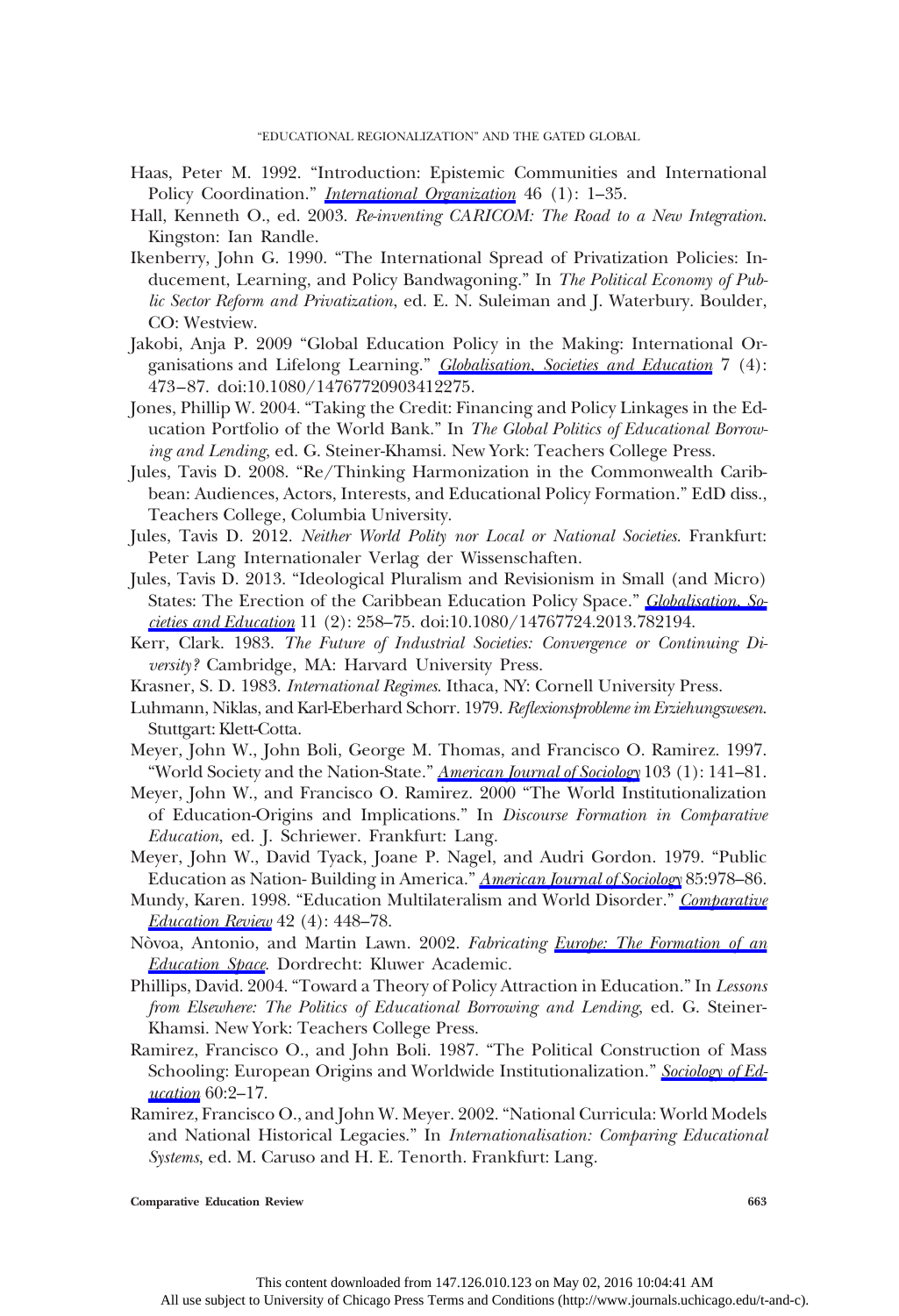Haas, Peter M. 1992. "Introduction: Epistemic Communities and International Policy Coordination." *International Organization* 46 (1): 1–35.

Hall, Kenneth O., ed. 2003. *Re-inventing CARICOM: The Road to a New Integration*. Kingston: Ian Randle.

Ikenberry, John G. 1990. "The International Spread of Privatization Policies: Inducement, Learning, and Policy Bandwagoning." In *The Political Economy of Public Sector Reform and Privatization*, ed. E. N. Suleiman and J. Waterbury. Boulder, CO: Westview.

Jakobi, Anja P. 2009 "Global Education Policy in the Making: International Organisations and Lifelong Learning." *Globalisation, Societies and Education* 7 (4): 473–87. doi:10.1080/14767720903412275.

Jones, Phillip W. 2004. "Taking the Credit: Financing and Policy Linkages in the Education Portfolio of the World Bank." In *The Global Politics of Educational Borrowing and Lending*, ed. G. Steiner-Khamsi. New York: Teachers College Press.

Jules, Tavis D. 2008. "Re/Thinking Harmonization in the Commonwealth Caribbean: Audiences, Actors, Interests, and Educational Policy Formation." EdD diss., Teachers College, Columbia University.

Jules, Tavis D. 2012. *Neither World Polity nor Local or National Societies*. Frankfurt: Peter Lang Internationaler Verlag der Wissenschaften.

Jules, Tavis D. 2013. "Ideological Pluralism and Revisionism in Small (and Micro) States: The Erection of the Caribbean Education Policy Space." *Globalisation, Societies and Education* 11 (2): 258–75. doi:10.1080/14767724.2013.782194.

Kerr, Clark. 1983. *The Future of Industrial Societies: Convergence or Continuing Diversity?* Cambridge, MA: Harvard University Press.

Krasner, S. D. 1983. *International Regimes*. Ithaca, NY: Cornell University Press.

Luhmann, Niklas, and Karl-Eberhard Schorr. 1979. *Reflexionsprobleme im Erziehungswesen*. Stuttgart: Klett-Cotta.

Meyer, John W., John Boli, George M. Thomas, and Francisco O. Ramirez. 1997. "World Society and the Nation-State." *American Journal of Sociology* 103 (1): 141–81.

Meyer, John W., and Francisco O. Ramirez. 2000 "The World Institutionalization of Education-Origins and Implications." In *Discourse Formation in Comparative Education*, ed. J. Schriewer. Frankfurt: Lang.

Meyer, John W., David Tyack, Joane P. Nagel, and Audri Gordon. 1979. "Public Education as Nation- Building in America." *American Journal of Sociology* 85:978–86.

Mundy, Karen. 1998. "Education Multilateralism and World Disorder." *Comparative Education Review* 42 (4): 448–78.

Nòvoa, Antonio, and Martin Lawn. 2002. *Fabricating Europe: The Formation of an Education Space*. Dordrecht: Kluwer Academic.

Phillips, David. 2004. "Toward a Theory of Policy Attraction in Education." In *Lessons from Elsewhere: The Politics of Educational Borrowing and Lending*, ed. G. Steiner-Khamsi. New York: Teachers College Press.

Ramirez, Francisco O., and John Boli. 1987. "The Political Construction of Mass Schooling: European Origins and Worldwide Institutionalization." *Sociology of Education* 60:2–17.

Ramirez, Francisco O., and John W. Meyer. 2002. "National Curricula: World Models and National Historical Legacies." In *Internationalisation: Comparing Educational Systems*, ed. M. Caruso and H. E. Tenorth. Frankfurt: Lang.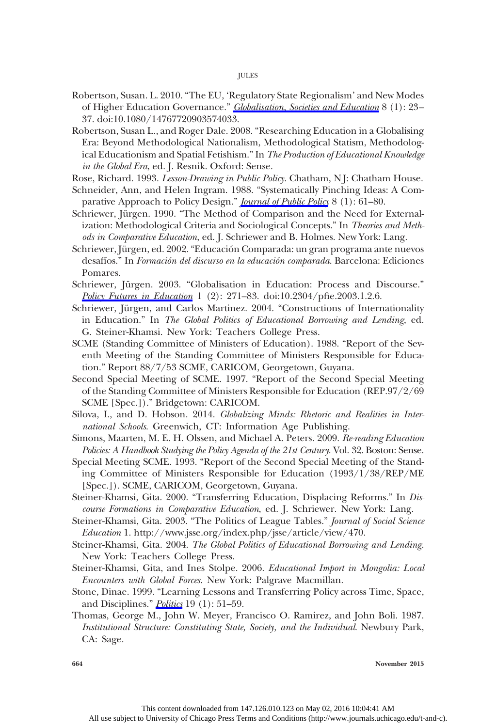Robertson, Susan. L. 2010. "The EU, 'Regulatory State Regionalism' and New Modes of Higher Education Governance." *Globalisation, Societies and Education* 8 (1): 23–37. doi:10.1080/14767720903574033.

Robertson, Susan L., and Roger Dale. 2008. "Researching Education in a Globalising Era: Beyond Methodological Nationalism, Methodological Statism, Methodological Educationism and Spatial Fetishism." In *The Production of Educational Knowledge in the Global Era*, ed. J. Resnik. Oxford: Sense.

Rose, Richard. 1993. *Lesson-Drawing in Public Policy*. Chatham, NJ: Chatham House.

Schneider, Ann, and Helen Ingram. 1988. "Systematically Pinching Ideas: A Comparative Approach to Policy Design." *Journal of Public Policy* 8 (1): 61–80.

Schriewer, Jürgen. 1990. "The Method of Comparison and the Need for Externalization: Methodological Criteria and Sociological Concepts." In *Theories and Methods in Comparative Education*, ed. J. Schriewer and B. Holmes. New York: Lang.

Schriewer, Jürgen, ed. 2002. "Educación Comparada: un gran programa ante nuevos desafíos." In *Formación del discurso en la educación comparada*. Barcelona: Ediciones Pomares.

Schriewer, Jürgen. 2003. "Globalisation in Education: Process and Discourse." *Policy Futures in Education* 1 (2): 271–83. doi:10.2304/pfie.2003.1.2.6.

Schriewer, Jürgen, and Carlos Martinez. 2004. "Constructions of Internationality in Education." In *The Global Politics of Educational Borrowing and Lending*, ed. G. Steiner-Khamsi. New York: Teachers College Press.

SCME (Standing Committee of Ministers of Education). 1988. "Report of the Seventh Meeting of the Standing Committee of Ministers Responsible for Education." Report 88/7/53 SCME, CARICOM, Georgetown, Guyana.

Second Special Meeting of SCME. 1997. "Report of the Second Special Meeting of the Standing Committee of Ministers Responsible for Education (REP.97/2/69 SCME [Spec.])." Bridgetown: CARICOM.

Silova, I., and D. Hobson. 2014. *Globalizing Minds: Rhetoric and Realities in International Schools*. Greenwich, CT: Information Age Publishing.

Simons, Maarten, M. E. H. Olssen, and Michael A. Peters. 2009. *Re-reading Education Policies: A Handbook Studying the Policy Agenda of the 21st Century*. Vol. 32. Boston: Sense.

Special Meeting SCME. 1993. "Report of the Second Special Meeting of the Standing Committee of Ministers Responsible for Education (1993/1/38/REP/ME [Spec.]). SCME, CARICOM, Georgetown, Guyana.

Steiner-Khamsi, Gita. 2000. "Transferring Education, Displacing Reforms." In *Discourse Formations in Comparative Education*, ed. J. Schriewer. New York: Lang.

Steiner-Khamsi, Gita. 2003. "The Politics of League Tables." *Journal of Social Science Education* 1. http://www.jsse.org/index.php/jsse/article/view/470.

Steiner-Khamsi, Gita. 2004. *The Global Politics of Educational Borrowing and Lending*. New York: Teachers College Press.

Steiner-Khamsi, Gita, and Ines Stolpe. 2006. *Educational Import in Mongolia: Local Encounters with Global Forces*. New York: Palgrave Macmillan.

Stone, Dinae. 1999. "Learning Lessons and Transferring Policy across Time, Space, and Disciplines." *Politics* 19 (1): 51–59.

Thomas, George M., John W. Meyer, Francisco O. Ramirez, and John Boli. 1987. *Institutional Structure: Constituting State, Society, and the Individual*. Newbury Park, CA: Sage.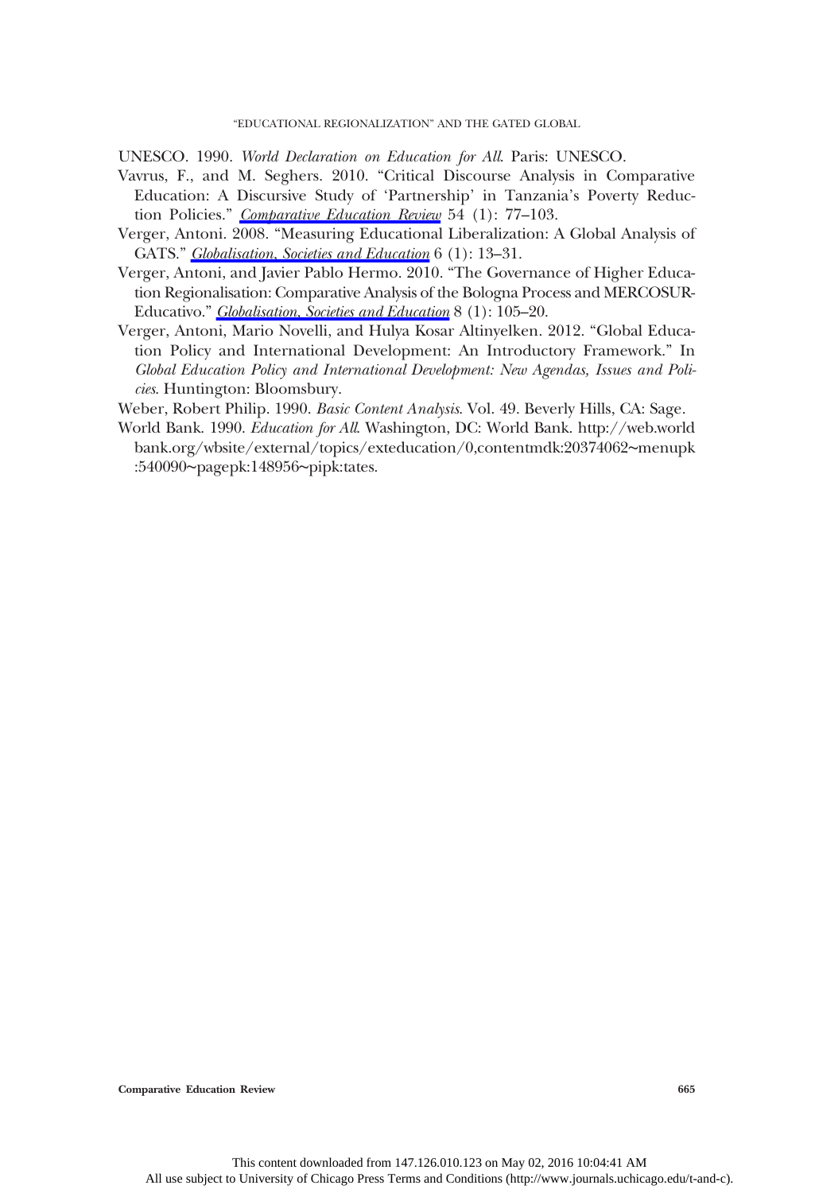UNESCO. 1990. *World Declaration on Education for All*. Paris: UNESCO.

Vavrus, F., and M. Seghers. 2010. "Critical Discourse Analysis in Comparative Education: A Discursive Study of 'Partnership' in Tanzania's Poverty Reduction Policies." *Comparative Education Review* 54 (1): 77–103.

Verger, Antoni. 2008. "Measuring Educational Liberalization: A Global Analysis of GATS." *Globalisation, Societies and Education* 6 (1): 13–31.

Verger, Antoni, and Javier Pablo Hermo. 2010. "The Governance of Higher Education Regionalisation: Comparative Analysis of the Bologna Process and MERCOSUR-Educativo." *Globalisation, Societies and Education* 8 (1): 105–20.

Verger, Antoni, Mario Novelli, and Hulya Kosar Altinyelken. 2012. "Global Education Policy and International Development: An Introductory Framework." In *Global Education Policy and International Development: New Agendas, Issues and Policies*. Huntington: Bloomsbury.

Weber, Robert Philip. 1990. *Basic Content Analysis*. Vol. 49. Beverly Hills, CA: Sage.

World Bank. 1990. *Education for All*. Washington, DC: World Bank. http://web.worldbank.org/wbsite/external/topics/exteducation/0,contentmdk:20374062~menupk:540090~pagepk:148956~pipk:tates.